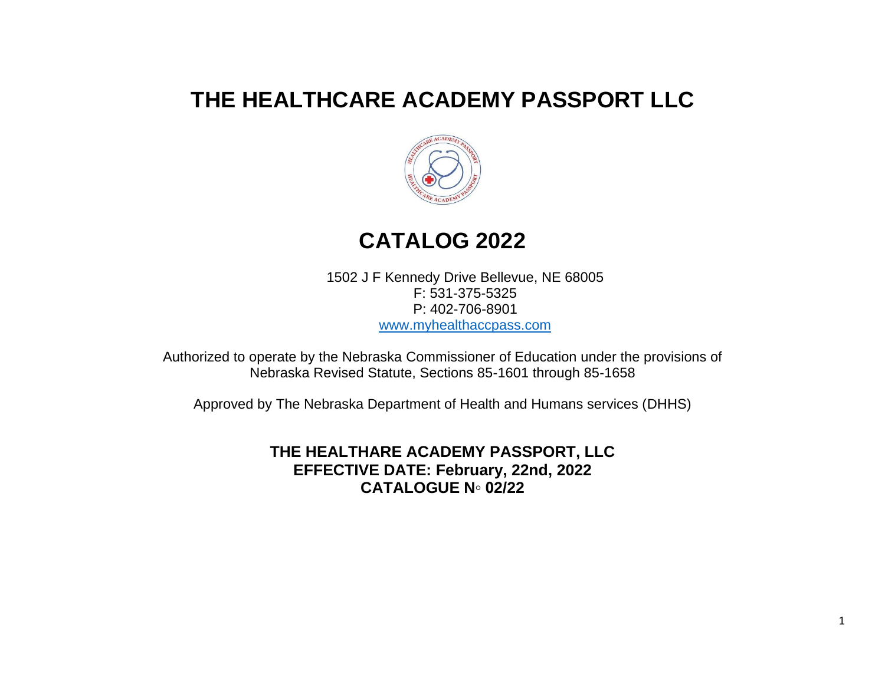# THE HEALTHCARE ACADEMY PASSPORT LLC

## CATALOG 2022

1502 J F Kennedy Drive Bellevue, NE 68005
F: 531-375-5325
P: 402-706-8901
www.myhealthaccpass.com

Authorized to operate by the Nebraska Commissioner of Education under the provisions of Nebraska Revised Statute, Sections 85-1601 through 85-1658

Approved by The Nebraska Department of Health and Humans services (DHHS)

**THE HEALTHARE ACADEMY PASSPORT, LLC**
**EFFECTIVE DATE: February, 22nd, 2022**
**CATALOGUE N◦ 02/22**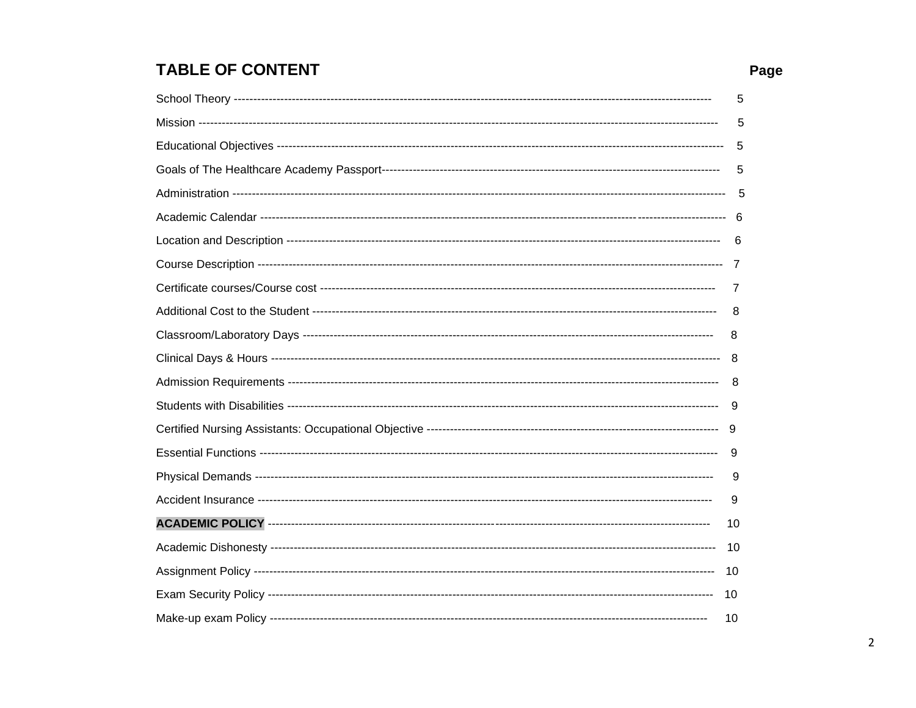## TABLE OF CONTENT

| | Page |
|---|---|
| School Theory | 5 |
| Mission | 5 |
| Educational Objectives | 5 |
| Goals of The Healthcare Academy Passport | 5 |
| Administration | 5 |
| Academic Calendar | 6 |
| Location and Description | 6 |
| Course Description | 7 |
| Certificate courses/Course cost | 7 |
| Additional Cost to the Student | 8 |
| Classroom/Laboratory Days | 8 |
| Clinical Days & Hours | 8 |
| Admission Requirements | 8 |
| Students with Disabilities | 9 |
| Certified Nursing Assistants: Occupational Objective | 9 |
| Essential Functions | 9 |
| Physical Demands | 9 |
| Accident Insurance | 9 |
| **ACADEMIC POLICY** | 10 |
| Academic Dishonesty | 10 |
| Assignment Policy | 10 |
| Exam Security Policy | 10 |
| Make-up exam Policy | 10 |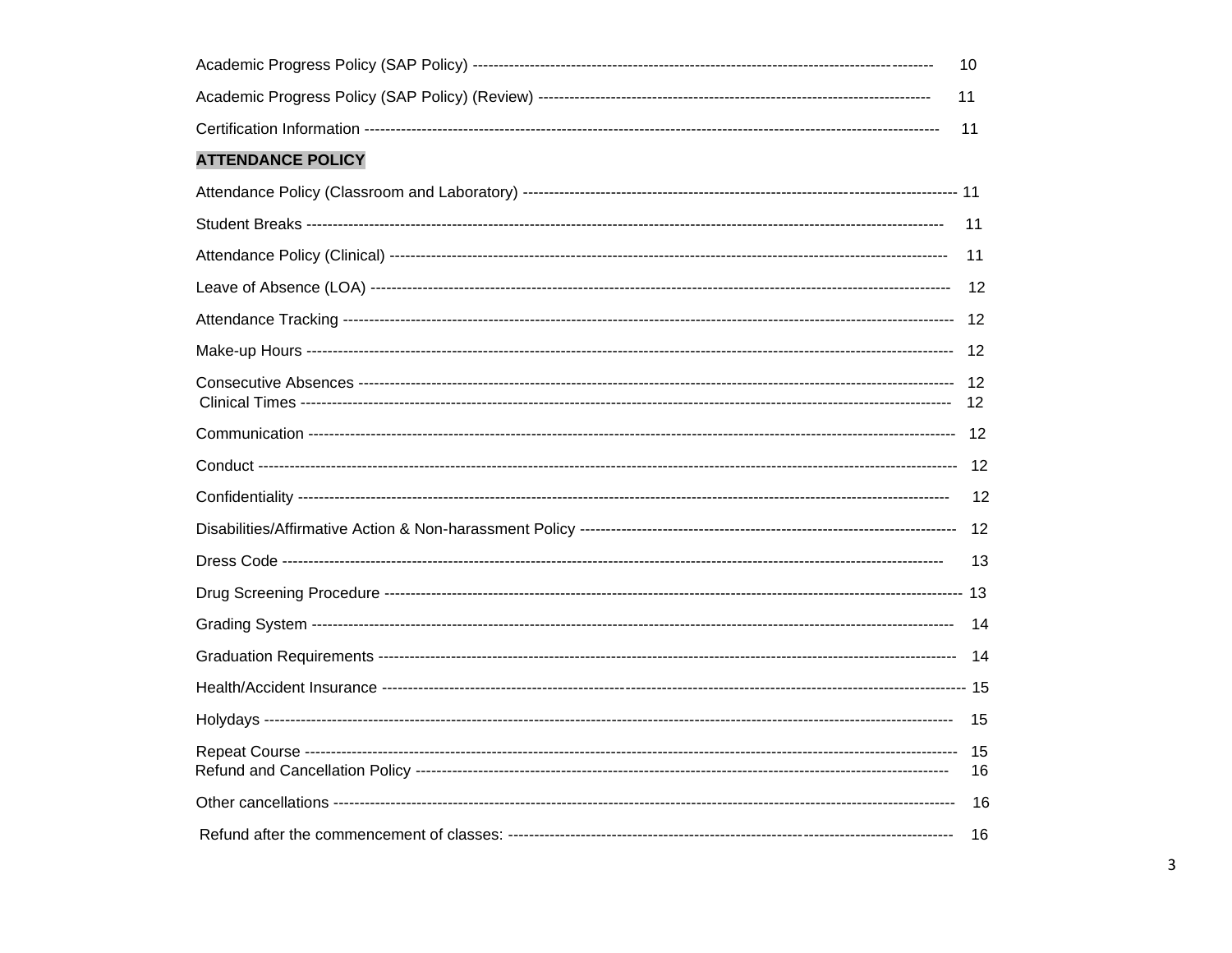Academic Progress Policy (SAP Policy) ---------------------------------------------------------------------------------------- 10

Academic Progress Policy (SAP Policy) (Review) --------------------------------------------------------------------------- 11

Certification Information ------------------------------------------------------------------------------------------------------------ 11

**ATTENDANCE POLICY**

Attendance Policy (Classroom and Laboratory) --------------------------------------------------------------------------------- 11

Student Breaks ------------------------------------------------------------------------------------------------------------------------- 11

Attendance Policy (Clinical) -------------------------------------------------------------------------------------------------------- 11

Leave of Absence (LOA) ------------------------------------------------------------------------------------------------------------ 12

Attendance Tracking ----------------------------------------------------------------------------------------------------------------- 12

Make-up Hours ------------------------------------------------------------------------------------------------------------------------- 12

Consecutive Absences --------------------------------------------------------------------------------------------------------------- 12

Clinical Times --------------------------------------------------------------------------------------------------------------------------- 12

Communication ------------------------------------------------------------------------------------------------------------------------ 12

Conduct ----------------------------------------------------------------------------------------------------------------------------------- 12

Confidentiality -------------------------------------------------------------------------------------------------------------------------- 12

Disabilities/Affirmative Action & Non-harassment Policy --------------------------------------------------------------------- 12

Dress Code ------------------------------------------------------------------------------------------------------------------------------ 13

Drug Screening Procedure --------------------------------------------------------------------------------------------------------- 13

Grading System ------------------------------------------------------------------------------------------------------------------------ 14

Graduation Requirements ----------------------------------------------------------------------------------------------------------- 14

Health/Accident Insurance ---------------------------------------------------------------------------------------------------------- 15

Holydays --------------------------------------------------------------------------------------------------------------------------------- 15

Repeat Course -------------------------------------------------------------------------------------------------------------------------- 15

Refund and Cancellation Policy ---------------------------------------------------------------------------------------------------- 16

Other cancellations -------------------------------------------------------------------------------------------------------------------- 16

Refund after the commencement of classes: ----------------------------------------------------------------------------------- 16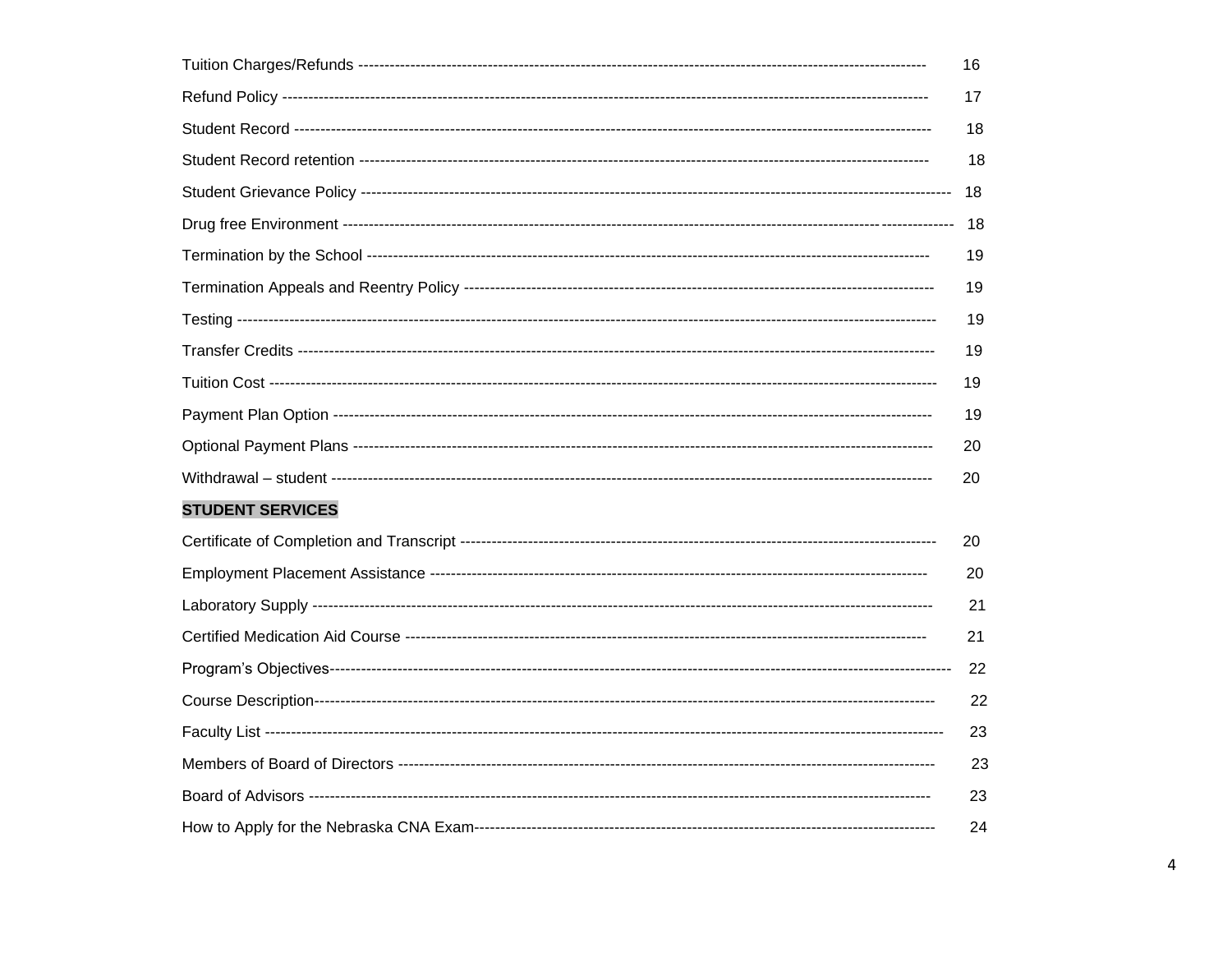Tuition Charges/Refunds ---------------------------------------------------------------------------------------------------------------- 16

Refund Policy ------------------------------------------------------------------------------------------------------------------------- 17

Student Record ------------------------------------------------------------------------------------------------------------------------ 18

Student Record retention ------------------------------------------------------------------------------------------------------------ 18

Student Grievance Policy ------------------------------------------------------------------------------------------------------------- 18

Drug free Environment ---------------------------------------------------------------------------------------------------------------- 18

Termination by the School ------------------------------------------------------------------------------------------------------------ 19

Termination Appeals and Reentry Policy ------------------------------------------------------------------------------------------ 19

Testing ---------------------------------------------------------------------------------------------------------------------------------- 19

Transfer Credits ------------------------------------------------------------------------------------------------------------------------ 19

Tuition Cost ----------------------------------------------------------------------------------------------------------------------------- 19

Payment Plan Option ------------------------------------------------------------------------------------------------------------------ 19

Optional Payment Plans -------------------------------------------------------------------------------------------------------------- 20

Withdrawal – student ------------------------------------------------------------------------------------------------------------------ 20

**STUDENT SERVICES**

Certificate of Completion and Transcript ------------------------------------------------------------------------------------------ 20

Employment Placement Assistance ----------------------------------------------------------------------------------------------- 20

Laboratory Supply --------------------------------------------------------------------------------------------------------------------- 21

Certified Medication Aid Course ---------------------------------------------------------------------------------------------------- 21

Program's Objectives------------------------------------------------------------------------------------------------------------------- 22

Course Description--------------------------------------------------------------------------------------------------------------------- 22

Faculty List ------------------------------------------------------------------------------------------------------------------------------ 23

Members of Board of Directors ----------------------------------------------------------------------------------------------------- 23

Board of Advisors --------------------------------------------------------------------------------------------------------------------- 23

How to Apply for the Nebraska CNA Exam--------------------------------------------------------------------------------------- 24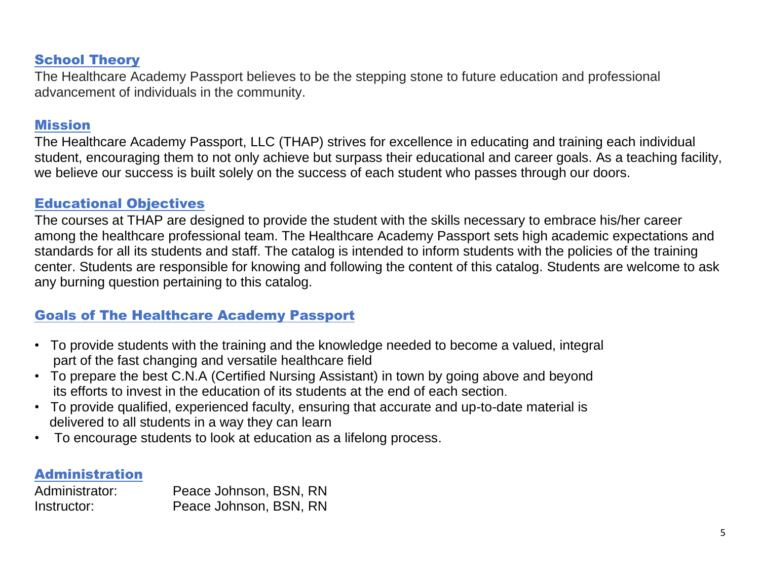## School Theory

The Healthcare Academy Passport believes to be the stepping stone to future education and professional advancement of individuals in the community.

## Mission

The Healthcare Academy Passport, LLC (THAP) strives for excellence in educating and training each individual student, encouraging them to not only achieve but surpass their educational and career goals. As a teaching facility, we believe our success is built solely on the success of each student who passes through our doors.

## Educational Objectives

The courses at THAP are designed to provide the student with the skills necessary to embrace his/her career among the healthcare professional team. The Healthcare Academy Passport sets high academic expectations and standards for all its students and staff. The catalog is intended to inform students with the policies of the training center. Students are responsible for knowing and following the content of this catalog. Students are welcome to ask any burning question pertaining to this catalog.

## Goals of The Healthcare Academy Passport

- To provide students with the training and the knowledge needed to become a valued, integral part of the fast changing and versatile healthcare field
- To prepare the best C.N.A (Certified Nursing Assistant) in town by going above and beyond its efforts to invest in the education of its students at the end of each section.
- To provide qualified, experienced faculty, ensuring that accurate and up-to-date material is delivered to all students in a way they can learn
- To encourage students to look at education as a lifelong process.

## Administration

| | |
|---|---|
| Administrator: | Peace Johnson, BSN, RN |
| Instructor: | Peace Johnson, BSN, RN |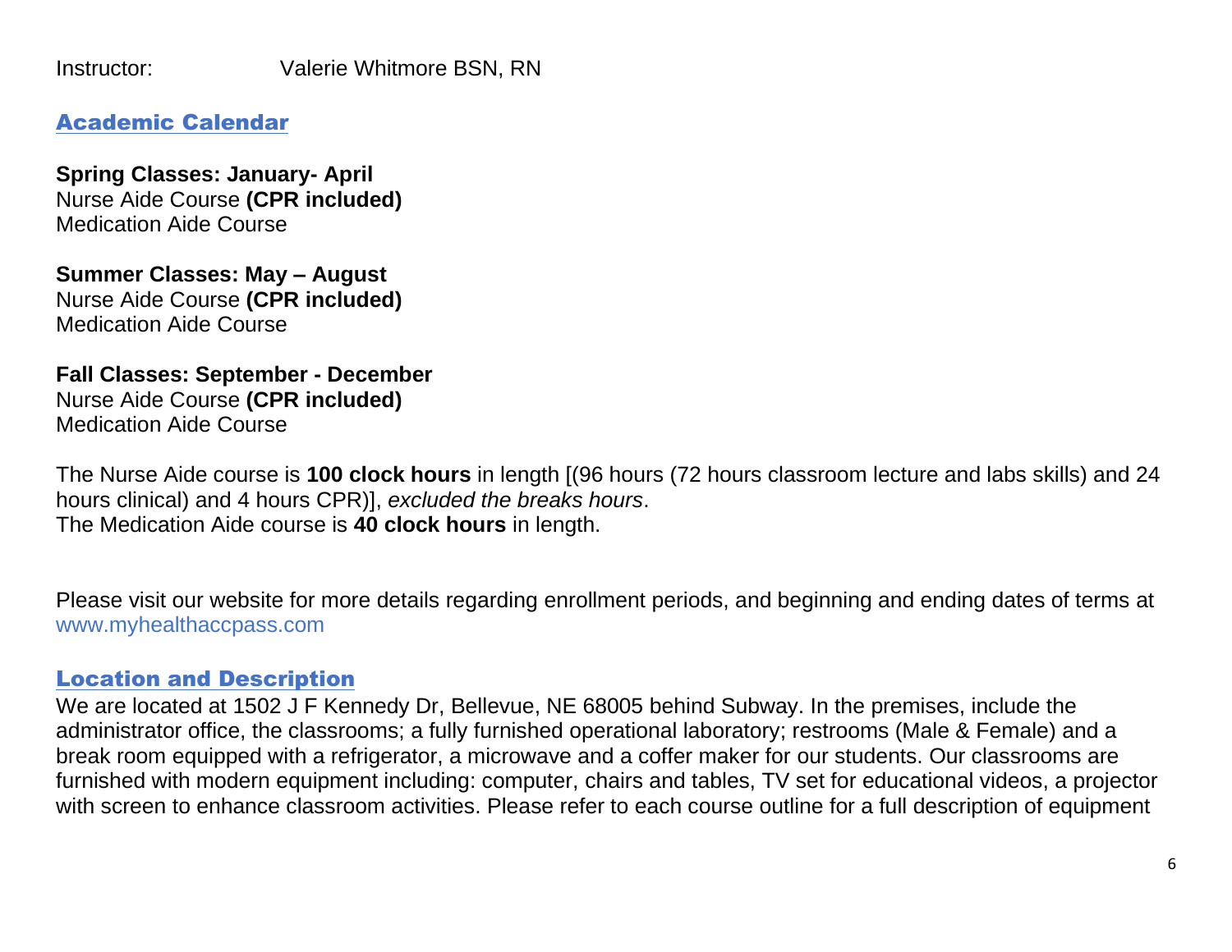Instructor: Valerie Whitmore BSN, RN

## Academic Calendar

**Spring Classes: January- April**
Nurse Aide Course **(CPR included)**
Medication Aide Course

**Summer Classes: May – August**
Nurse Aide Course **(CPR included)**
Medication Aide Course

**Fall Classes: September - December**
Nurse Aide Course **(CPR included)**
Medication Aide Course

The Nurse Aide course is **100 clock hours** in length [(96 hours (72 hours classroom lecture and labs skills) and 24 hours clinical) and 4 hours CPR)], *excluded the breaks hours*.
The Medication Aide course is **40 clock hours** in length.

Please visit our website for more details regarding enrollment periods, and beginning and ending dates of terms at www.myhealthaccpass.com

## Location and Description

We are located at 1502 J F Kennedy Dr, Bellevue, NE 68005 behind Subway. In the premises, include the administrator office, the classrooms; a fully furnished operational laboratory; restrooms (Male & Female) and a break room equipped with a refrigerator, a microwave and a coffer maker for our students. Our classrooms are furnished with modern equipment including: computer, chairs and tables, TV set for educational videos, a projector with screen to enhance classroom activities. Please refer to each course outline for a full description of equipment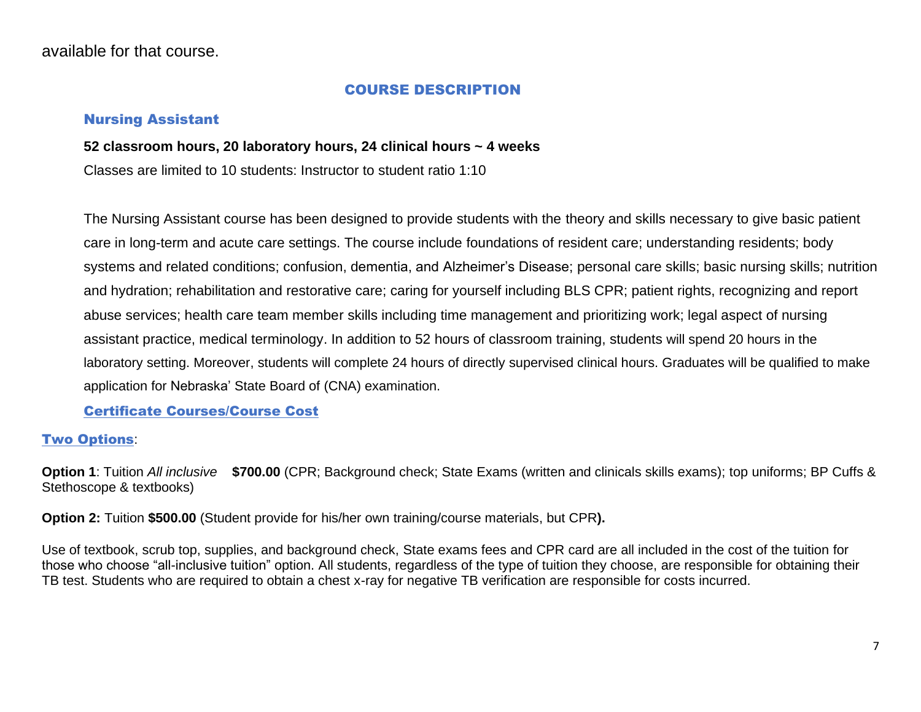available for that course.

## COURSE DESCRIPTION

### Nursing Assistant

**52 classroom hours, 20 laboratory hours, 24 clinical hours ~ 4 weeks**

Classes are limited to 10 students: Instructor to student ratio 1:10

The Nursing Assistant course has been designed to provide students with the theory and skills necessary to give basic patient care in long-term and acute care settings. The course include foundations of resident care; understanding residents; body systems and related conditions; confusion, dementia, and Alzheimer's Disease; personal care skills; basic nursing skills; nutrition and hydration; rehabilitation and restorative care; caring for yourself including BLS CPR; patient rights, recognizing and report abuse services; health care team member skills including time management and prioritizing work; legal aspect of nursing assistant practice, medical terminology. In addition to 52 hours of classroom training, students will spend 20 hours in the laboratory setting. Moreover, students will complete 24 hours of directly supervised clinical hours. Graduates will be qualified to make application for Nebraska' State Board of (CNA) examination.

### Certificate Courses/Course Cost

**Two Options**:

**Option 1**: Tuition *All inclusive* **$700.00** (CPR; Background check; State Exams (written and clinicals skills exams); top uniforms; BP Cuffs & Stethoscope & textbooks)

**Option 2:** Tuition **$500.00** (Student provide for his/her own training/course materials, but CPR**).**

Use of textbook, scrub top, supplies, and background check, State exams fees and CPR card are all included in the cost of the tuition for those who choose "all-inclusive tuition" option. All students, regardless of the type of tuition they choose, are responsible for obtaining their TB test. Students who are required to obtain a chest x-ray for negative TB verification are responsible for costs incurred.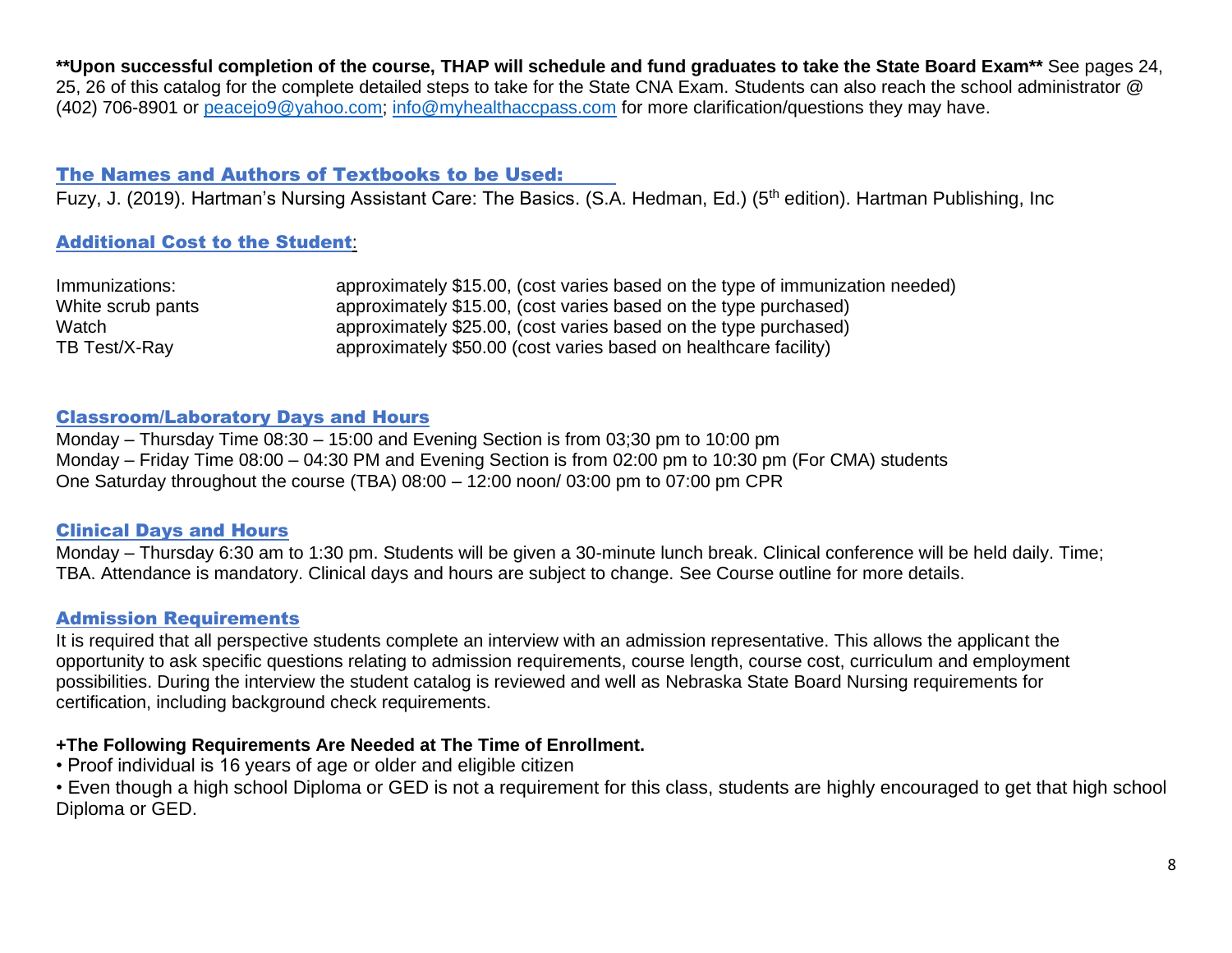**\*\*Upon successful completion of the course, THAP will schedule and fund graduates to take the State Board Exam\*\*** See pages 24, 25, 26 of this catalog for the complete detailed steps to take for the State CNA Exam. Students can also reach the school administrator @ (402) 706-8901 or peacejo9@yahoo.com; info@myhealthaccpass.com for more clarification/questions they may have.

## The Names and Authors of Textbooks to be Used:

Fuzy, J. (2019). Hartman's Nursing Assistant Care: The Basics. (S.A. Hedman, Ed.) (5th edition). Hartman Publishing, Inc

## Additional Cost to the Student:

| | |
|---|---|
| Immunizations: | approximately $15.00, (cost varies based on the type of immunization needed) |
| White scrub pants | approximately $15.00, (cost varies based on the type purchased) |
| Watch | approximately $25.00, (cost varies based on the type purchased) |
| TB Test/X-Ray | approximately $50.00 (cost varies based on healthcare facility) |

## Classroom/Laboratory Days and Hours

Monday – Thursday Time 08:30 – 15:00 and Evening Section is from 03;30 pm to 10:00 pm
Monday – Friday Time 08:00 – 04:30 PM and Evening Section is from 02:00 pm to 10:30 pm (For CMA) students
One Saturday throughout the course (TBA) 08:00 – 12:00 noon/ 03:00 pm to 07:00 pm CPR

## Clinical Days and Hours

Monday – Thursday 6:30 am to 1:30 pm. Students will be given a 30-minute lunch break. Clinical conference will be held daily. Time; TBA. Attendance is mandatory. Clinical days and hours are subject to change. See Course outline for more details.

## Admission Requirements

It is required that all perspective students complete an interview with an admission representative. This allows the applicant the opportunity to ask specific questions relating to admission requirements, course length, course cost, curriculum and employment possibilities. During the interview the student catalog is reviewed and well as Nebraska State Board Nursing requirements for certification, including background check requirements.

**+The Following Requirements Are Needed at The Time of Enrollment.**

- Proof individual is 16 years of age or older and eligible citizen
- Even though a high school Diploma or GED is not a requirement for this class, students are highly encouraged to get that high school Diploma or GED.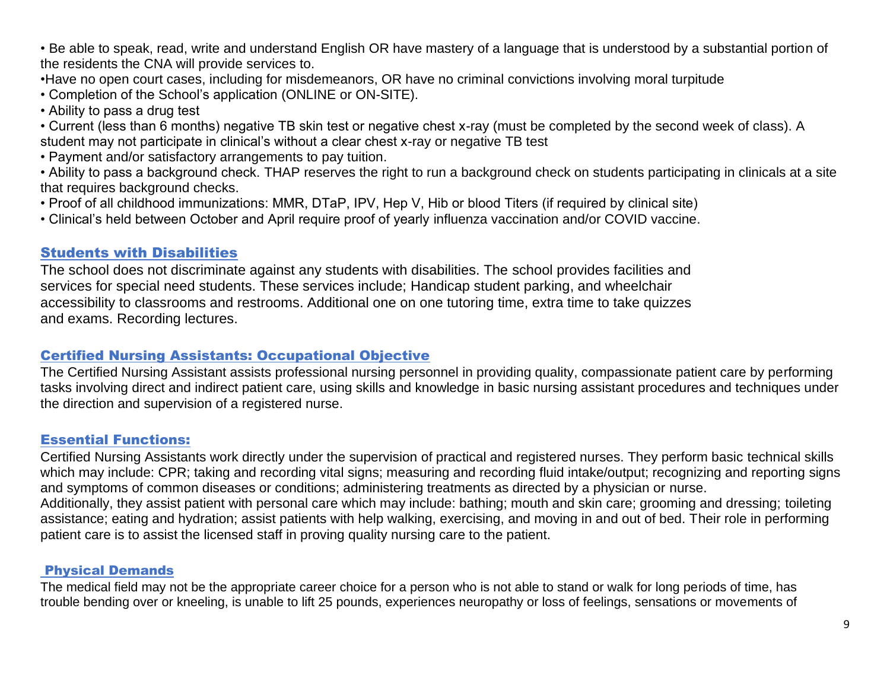- Be able to speak, read, write and understand English OR have mastery of a language that is understood by a substantial portion of the residents the CNA will provide services to.
- Have no open court cases, including for misdemeanors, OR have no criminal convictions involving moral turpitude
- Completion of the School's application (ONLINE or ON-SITE).
- Ability to pass a drug test
- Current (less than 6 months) negative TB skin test or negative chest x-ray (must be completed by the second week of class). A student may not participate in clinical's without a clear chest x-ray or negative TB test
- Payment and/or satisfactory arrangements to pay tuition.
- Ability to pass a background check. THAP reserves the right to run a background check on students participating in clinicals at a site that requires background checks.
- Proof of all childhood immunizations: MMR, DTaP, IPV, Hep V, Hib or blood Titers (if required by clinical site)
- Clinical's held between October and April require proof of yearly influenza vaccination and/or COVID vaccine.

## Students with Disabilities

The school does not discriminate against any students with disabilities. The school provides facilities and services for special need students. These services include; Handicap student parking, and wheelchair accessibility to classrooms and restrooms. Additional one on one tutoring time, extra time to take quizzes and exams. Recording lectures.

## Certified Nursing Assistants: Occupational Objective

The Certified Nursing Assistant assists professional nursing personnel in providing quality, compassionate patient care by performing tasks involving direct and indirect patient care, using skills and knowledge in basic nursing assistant procedures and techniques under the direction and supervision of a registered nurse.

## Essential Functions:

Certified Nursing Assistants work directly under the supervision of practical and registered nurses. They perform basic technical skills which may include: CPR; taking and recording vital signs; measuring and recording fluid intake/output; recognizing and reporting signs and symptoms of common diseases or conditions; administering treatments as directed by a physician or nurse.
Additionally, they assist patient with personal care which may include: bathing; mouth and skin care; grooming and dressing; toileting assistance; eating and hydration; assist patients with help walking, exercising, and moving in and out of bed. Their role in performing patient care is to assist the licensed staff in proving quality nursing care to the patient.

## Physical Demands

The medical field may not be the appropriate career choice for a person who is not able to stand or walk for long periods of time, has trouble bending over or kneeling, is unable to lift 25 pounds, experiences neuropathy or loss of feelings, sensations or movements of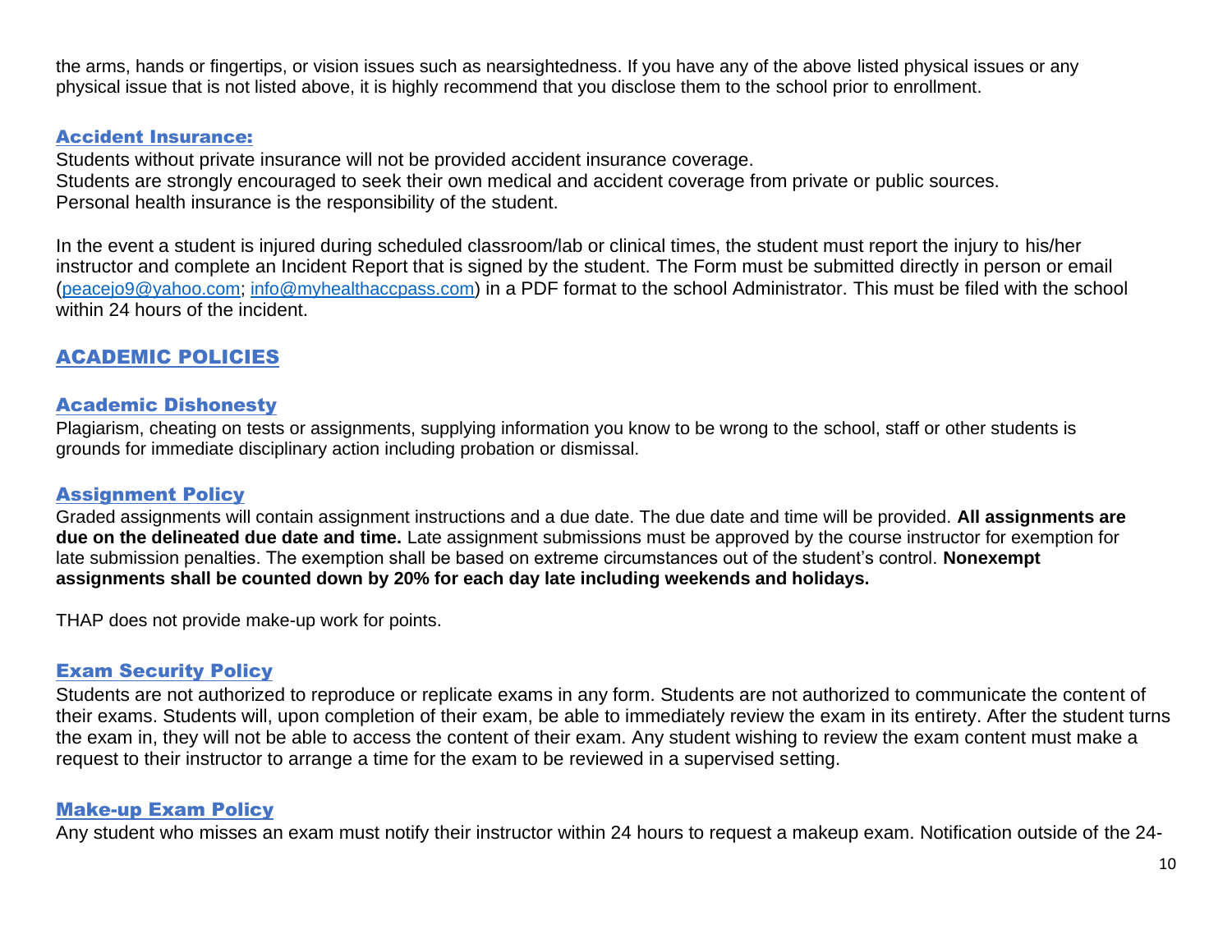the arms, hands or fingertips, or vision issues such as nearsightedness. If you have any of the above listed physical issues or any physical issue that is not listed above, it is highly recommend that you disclose them to the school prior to enrollment.

### Accident Insurance:

Students without private insurance will not be provided accident insurance coverage.
Students are strongly encouraged to seek their own medical and accident coverage from private or public sources.
Personal health insurance is the responsibility of the student.

In the event a student is injured during scheduled classroom/lab or clinical times, the student must report the injury to his/her instructor and complete an Incident Report that is signed by the student. The Form must be submitted directly in person or email (peacejo9@yahoo.com; info@myhealthaccpass.com) in a PDF format to the school Administrator. This must be filed with the school within 24 hours of the incident.

## ACADEMIC POLICIES

### Academic Dishonesty

Plagiarism, cheating on tests or assignments, supplying information you know to be wrong to the school, staff or other students is grounds for immediate disciplinary action including probation or dismissal.

### Assignment Policy

Graded assignments will contain assignment instructions and a due date. The due date and time will be provided. **All assignments are due on the delineated due date and time.** Late assignment submissions must be approved by the course instructor for exemption for late submission penalties. The exemption shall be based on extreme circumstances out of the student's control. **Nonexempt assignments shall be counted down by 20% for each day late including weekends and holidays.**

THAP does not provide make-up work for points.

### Exam Security Policy

Students are not authorized to reproduce or replicate exams in any form. Students are not authorized to communicate the content of their exams. Students will, upon completion of their exam, be able to immediately review the exam in its entirety. After the student turns the exam in, they will not be able to access the content of their exam. Any student wishing to review the exam content must make a request to their instructor to arrange a time for the exam to be reviewed in a supervised setting.

### Make-up Exam Policy

Any student who misses an exam must notify their instructor within 24 hours to request a makeup exam. Notification outside of the 24-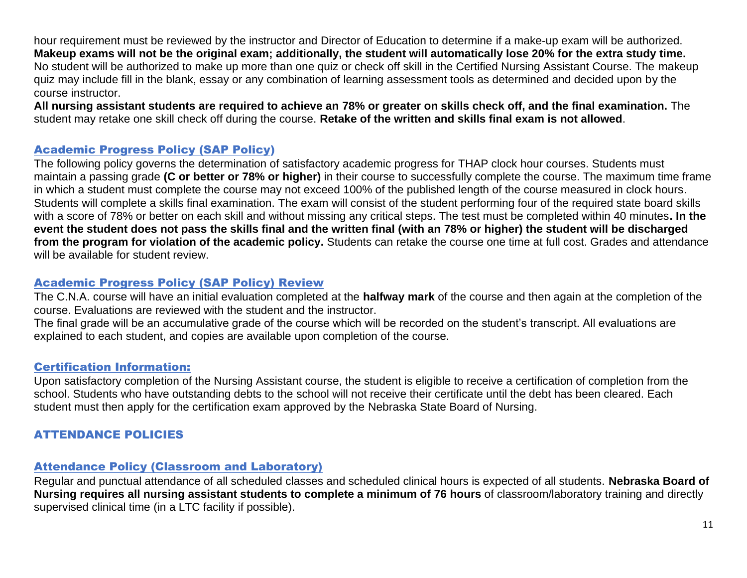hour requirement must be reviewed by the instructor and Director of Education to determine if a make-up exam will be authorized. **Makeup exams will not be the original exam; additionally, the student will automatically lose 20% for the extra study time.** No student will be authorized to make up more than one quiz or check off skill in the Certified Nursing Assistant Course. The makeup quiz may include fill in the blank, essay or any combination of learning assessment tools as determined and decided upon by the course instructor.

**All nursing assistant students are required to achieve an 78% or greater on skills check off, and the final examination.** The student may retake one skill check off during the course. **Retake of the written and skills final exam is not allowed**.

## Academic Progress Policy (SAP Policy)

The following policy governs the determination of satisfactory academic progress for THAP clock hour courses. Students must maintain a passing grade **(C or better or 78% or higher)** in their course to successfully complete the course. The maximum time frame in which a student must complete the course may not exceed 100% of the published length of the course measured in clock hours. Students will complete a skills final examination. The exam will consist of the student performing four of the required state board skills with a score of 78% or better on each skill and without missing any critical steps. The test must be completed within 40 minutes**. In the event the student does not pass the skills final and the written final (with an 78% or higher) the student will be discharged from the program for violation of the academic policy.** Students can retake the course one time at full cost. Grades and attendance will be available for student review.

## Academic Progress Policy (SAP Policy) Review

The C.N.A. course will have an initial evaluation completed at the **halfway mark** of the course and then again at the completion of the course. Evaluations are reviewed with the student and the instructor.

The final grade will be an accumulative grade of the course which will be recorded on the student's transcript. All evaluations are explained to each student, and copies are available upon completion of the course.

## Certification Information:

Upon satisfactory completion of the Nursing Assistant course, the student is eligible to receive a certification of completion from the school. Students who have outstanding debts to the school will not receive their certificate until the debt has been cleared. Each student must then apply for the certification exam approved by the Nebraska State Board of Nursing.

# ATTENDANCE POLICIES

## Attendance Policy (Classroom and Laboratory)

Regular and punctual attendance of all scheduled classes and scheduled clinical hours is expected of all students. **Nebraska Board of Nursing requires all nursing assistant students to complete a minimum of 76 hours** of classroom/laboratory training and directly supervised clinical time (in a LTC facility if possible).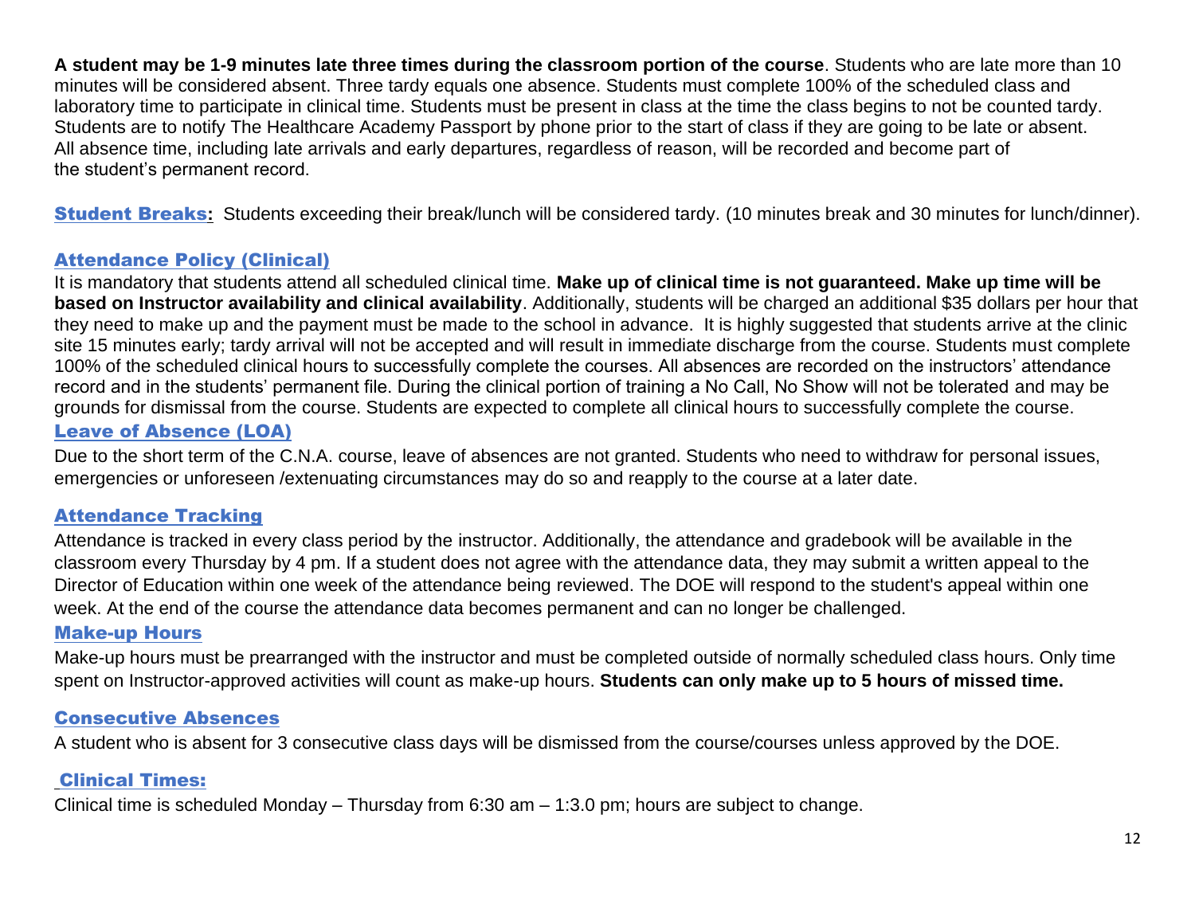**A student may be 1-9 minutes late three times during the classroom portion of the course**. Students who are late more than 10 minutes will be considered absent. Three tardy equals one absence. Students must complete 100% of the scheduled class and laboratory time to participate in clinical time. Students must be present in class at the time the class begins to not be counted tardy. Students are to notify The Healthcare Academy Passport by phone prior to the start of class if they are going to be late or absent. All absence time, including late arrivals and early departures, regardless of reason, will be recorded and become part of the student's permanent record.

**Student Breaks:** Students exceeding their break/lunch will be considered tardy. (10 minutes break and 30 minutes for lunch/dinner).

## Attendance Policy (Clinical)

It is mandatory that students attend all scheduled clinical time. **Make up of clinical time is not guaranteed. Make up time will be based on Instructor availability and clinical availability**. Additionally, students will be charged an additional $35 dollars per hour that they need to make up and the payment must be made to the school in advance. It is highly suggested that students arrive at the clinic site 15 minutes early; tardy arrival will not be accepted and will result in immediate discharge from the course. Students must complete 100% of the scheduled clinical hours to successfully complete the courses. All absences are recorded on the instructors' attendance record and in the students' permanent file. During the clinical portion of training a No Call, No Show will not be tolerated and may be grounds for dismissal from the course. Students are expected to complete all clinical hours to successfully complete the course.

## Leave of Absence (LOA)

Due to the short term of the C.N.A. course, leave of absences are not granted. Students who need to withdraw for personal issues, emergencies or unforeseen /extenuating circumstances may do so and reapply to the course at a later date.

## Attendance Tracking

Attendance is tracked in every class period by the instructor. Additionally, the attendance and gradebook will be available in the classroom every Thursday by 4 pm. If a student does not agree with the attendance data, they may submit a written appeal to the Director of Education within one week of the attendance being reviewed. The DOE will respond to the student's appeal within one week. At the end of the course the attendance data becomes permanent and can no longer be challenged.

## Make-up Hours

Make-up hours must be prearranged with the instructor and must be completed outside of normally scheduled class hours. Only time spent on Instructor-approved activities will count as make-up hours. **Students can only make up to 5 hours of missed time.**

## Consecutive Absences

A student who is absent for 3 consecutive class days will be dismissed from the course/courses unless approved by the DOE.

## Clinical Times:

Clinical time is scheduled Monday – Thursday from 6:30 am – 1:3.0 pm; hours are subject to change.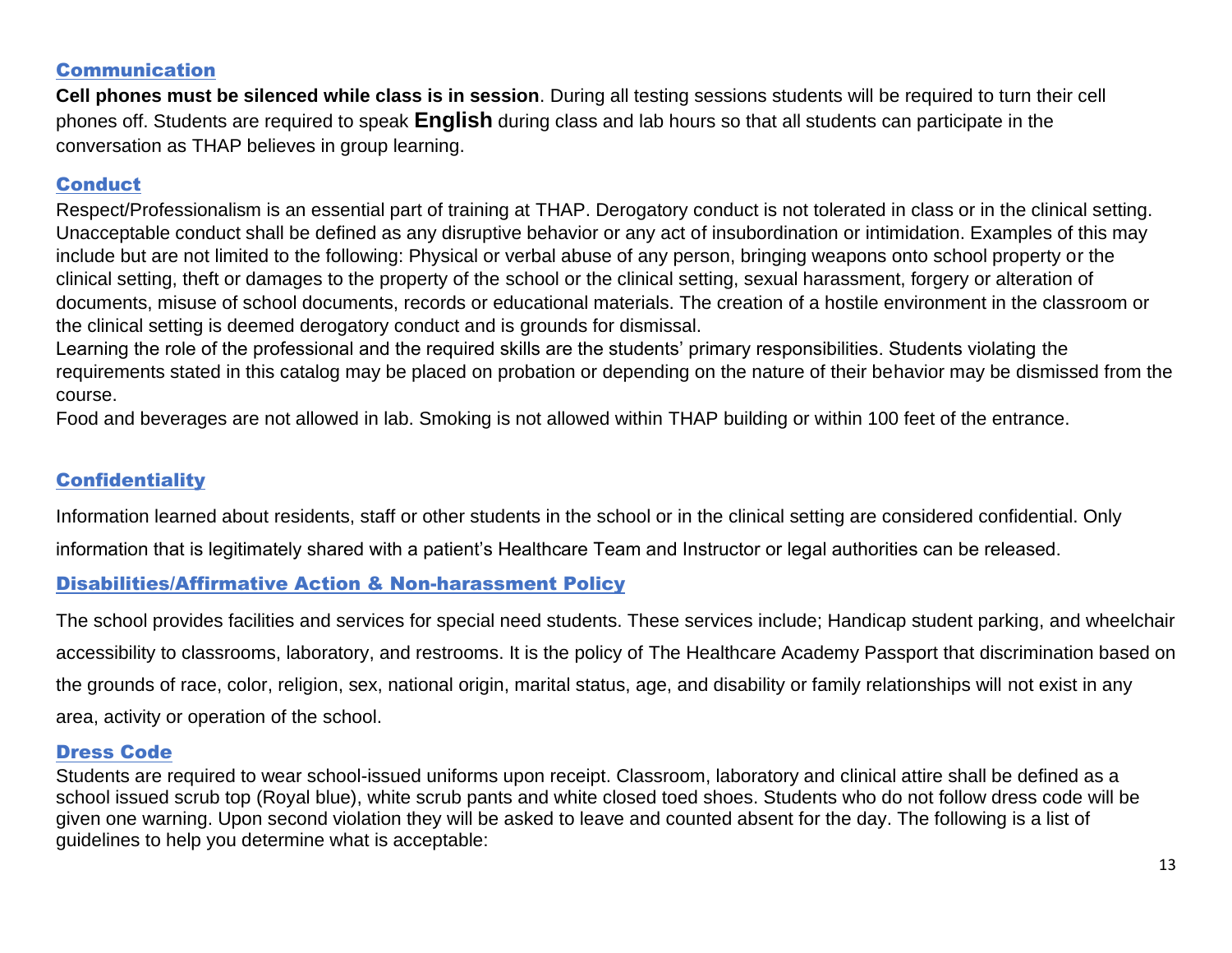## Communication

**Cell phones must be silenced while class is in session**. During all testing sessions students will be required to turn their cell phones off. Students are required to speak **English** during class and lab hours so that all students can participate in the conversation as THAP believes in group learning.

## Conduct

Respect/Professionalism is an essential part of training at THAP. Derogatory conduct is not tolerated in class or in the clinical setting. Unacceptable conduct shall be defined as any disruptive behavior or any act of insubordination or intimidation. Examples of this may include but are not limited to the following: Physical or verbal abuse of any person, bringing weapons onto school property or the clinical setting, theft or damages to the property of the school or the clinical setting, sexual harassment, forgery or alteration of documents, misuse of school documents, records or educational materials. The creation of a hostile environment in the classroom or the clinical setting is deemed derogatory conduct and is grounds for dismissal.

Learning the role of the professional and the required skills are the students' primary responsibilities. Students violating the requirements stated in this catalog may be placed on probation or depending on the nature of their behavior may be dismissed from the course.

Food and beverages are not allowed in lab. Smoking is not allowed within THAP building or within 100 feet of the entrance.

## Confidentiality

Information learned about residents, staff or other students in the school or in the clinical setting are considered confidential. Only information that is legitimately shared with a patient's Healthcare Team and Instructor or legal authorities can be released.

## Disabilities/Affirmative Action & Non-harassment Policy

The school provides facilities and services for special need students. These services include; Handicap student parking, and wheelchair accessibility to classrooms, laboratory, and restrooms. It is the policy of The Healthcare Academy Passport that discrimination based on the grounds of race, color, religion, sex, national origin, marital status, age, and disability or family relationships will not exist in any area, activity or operation of the school.

## Dress Code

Students are required to wear school-issued uniforms upon receipt. Classroom, laboratory and clinical attire shall be defined as a school issued scrub top (Royal blue), white scrub pants and white closed toed shoes. Students who do not follow dress code will be given one warning. Upon second violation they will be asked to leave and counted absent for the day. The following is a list of guidelines to help you determine what is acceptable: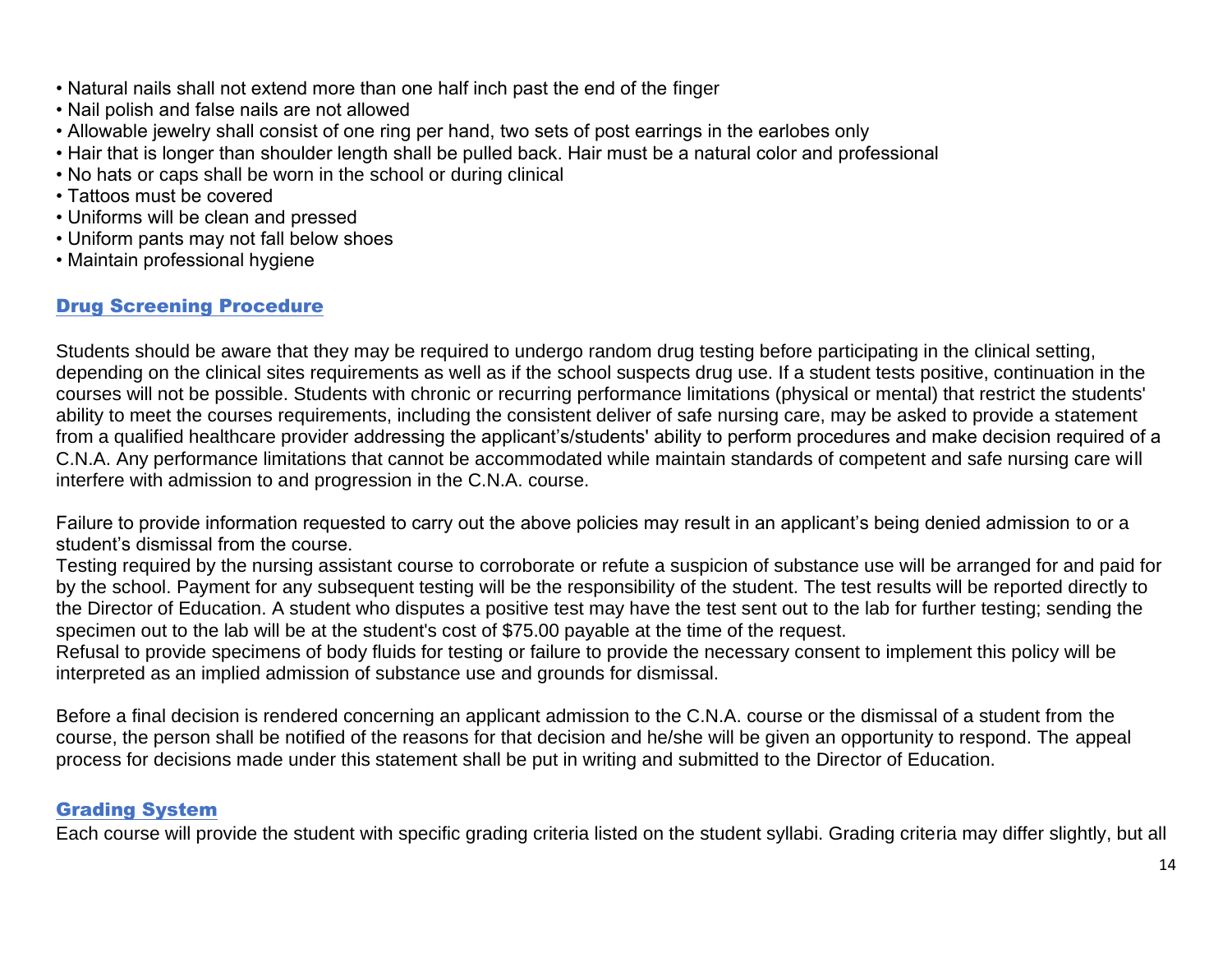- Natural nails shall not extend more than one half inch past the end of the finger
- Nail polish and false nails are not allowed
- Allowable jewelry shall consist of one ring per hand, two sets of post earrings in the earlobes only
- Hair that is longer than shoulder length shall be pulled back. Hair must be a natural color and professional
- No hats or caps shall be worn in the school or during clinical
- Tattoos must be covered
- Uniforms will be clean and pressed
- Uniform pants may not fall below shoes
- Maintain professional hygiene

## Drug Screening Procedure

Students should be aware that they may be required to undergo random drug testing before participating in the clinical setting, depending on the clinical sites requirements as well as if the school suspects drug use. If a student tests positive, continuation in the courses will not be possible. Students with chronic or recurring performance limitations (physical or mental) that restrict the students' ability to meet the courses requirements, including the consistent deliver of safe nursing care, may be asked to provide a statement from a qualified healthcare provider addressing the applicant's/students' ability to perform procedures and make decision required of a C.N.A. Any performance limitations that cannot be accommodated while maintain standards of competent and safe nursing care will interfere with admission to and progression in the C.N.A. course.

Failure to provide information requested to carry out the above policies may result in an applicant's being denied admission to or a student's dismissal from the course.
Testing required by the nursing assistant course to corroborate or refute a suspicion of substance use will be arranged for and paid for by the school. Payment for any subsequent testing will be the responsibility of the student. The test results will be reported directly to the Director of Education. A student who disputes a positive test may have the test sent out to the lab for further testing; sending the specimen out to the lab will be at the student's cost of $75.00 payable at the time of the request.
Refusal to provide specimens of body fluids for testing or failure to provide the necessary consent to implement this policy will be interpreted as an implied admission of substance use and grounds for dismissal.

Before a final decision is rendered concerning an applicant admission to the C.N.A. course or the dismissal of a student from the course, the person shall be notified of the reasons for that decision and he/she will be given an opportunity to respond. The appeal process for decisions made under this statement shall be put in writing and submitted to the Director of Education.

## Grading System

Each course will provide the student with specific grading criteria listed on the student syllabi. Grading criteria may differ slightly, but all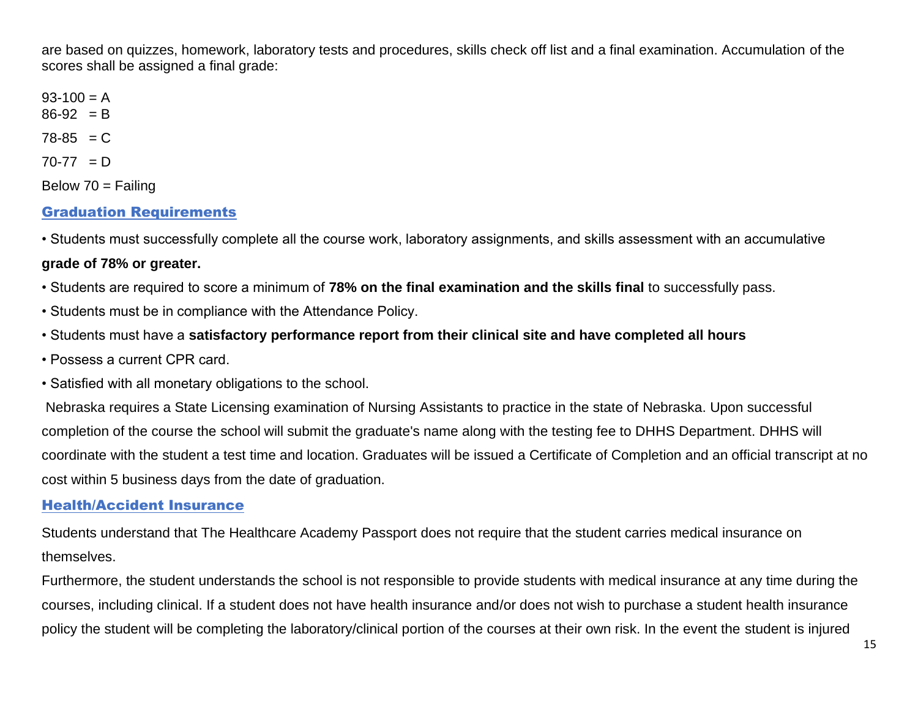are based on quizzes, homework, laboratory tests and procedures, skills check off list and a final examination. Accumulation of the scores shall be assigned a final grade:

93-100 = A
86-92 = B

78-85 = C

70-77 = D

Below 70 = Failing

## Graduation Requirements

• Students must successfully complete all the course work, laboratory assignments, and skills assessment with an accumulative **grade of 78% or greater.**

• Students are required to score a minimum of **78% on the final examination and the skills final** to successfully pass.

• Students must be in compliance with the Attendance Policy.

• Students must have a **satisfactory performance report from their clinical site and have completed all hours**

• Possess a current CPR card.

• Satisfied with all monetary obligations to the school.

Nebraska requires a State Licensing examination of Nursing Assistants to practice in the state of Nebraska. Upon successful completion of the course the school will submit the graduate's name along with the testing fee to DHHS Department. DHHS will coordinate with the student a test time and location. Graduates will be issued a Certificate of Completion and an official transcript at no cost within 5 business days from the date of graduation.

## Health/Accident Insurance

Students understand that The Healthcare Academy Passport does not require that the student carries medical insurance on themselves.

Furthermore, the student understands the school is not responsible to provide students with medical insurance at any time during the courses, including clinical. If a student does not have health insurance and/or does not wish to purchase a student health insurance policy the student will be completing the laboratory/clinical portion of the courses at their own risk. In the event the student is injured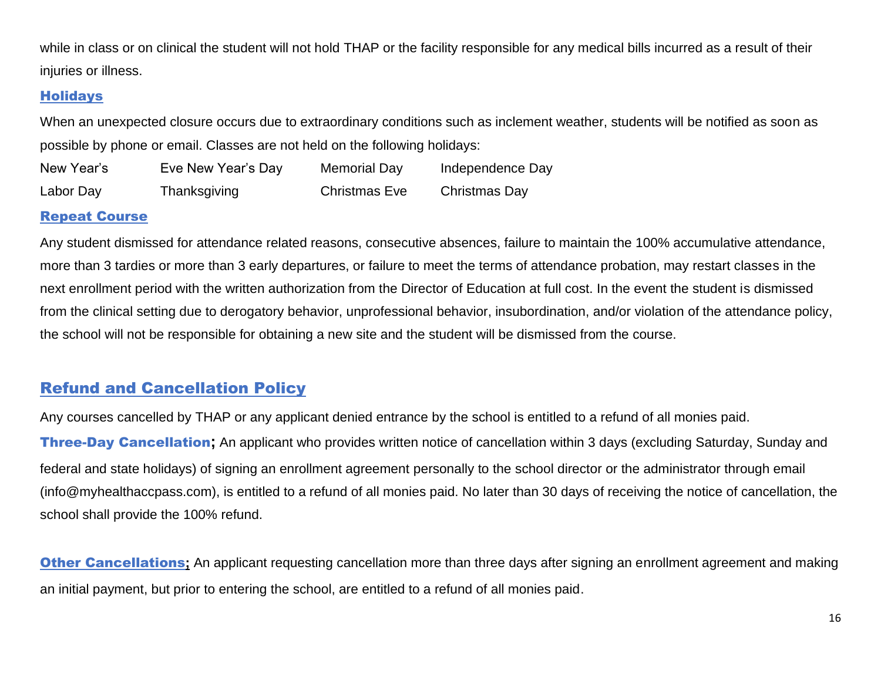while in class or on clinical the student will not hold THAP or the facility responsible for any medical bills incurred as a result of their injuries or illness.

### Holidays

When an unexpected closure occurs due to extraordinary conditions such as inclement weather, students will be notified as soon as possible by phone or email. Classes are not held on the following holidays:

| | | | |
|---|---|---|---|
| New Year's | Eve New Year's Day | Memorial Day | Independence Day |
| Labor Day | Thanksgiving | Christmas Eve | Christmas Day |

### Repeat Course

Any student dismissed for attendance related reasons, consecutive absences, failure to maintain the 100% accumulative attendance, more than 3 tardies or more than 3 early departures, or failure to meet the terms of attendance probation, may restart classes in the next enrollment period with the written authorization from the Director of Education at full cost. In the event the student is dismissed from the clinical setting due to derogatory behavior, unprofessional behavior, insubordination, and/or violation of the attendance policy, the school will not be responsible for obtaining a new site and the student will be dismissed from the course.

## Refund and Cancellation Policy

Any courses cancelled by THAP or any applicant denied entrance by the school is entitled to a refund of all monies paid.

**Three-Day Cancellation;** An applicant who provides written notice of cancellation within 3 days (excluding Saturday, Sunday and federal and state holidays) of signing an enrollment agreement personally to the school director or the administrator through email (info@myhealthaccpass.com), is entitled to a refund of all monies paid. No later than 30 days of receiving the notice of cancellation, the school shall provide the 100% refund.

**Other Cancellations;** An applicant requesting cancellation more than three days after signing an enrollment agreement and making an initial payment, but prior to entering the school, are entitled to a refund of all monies paid.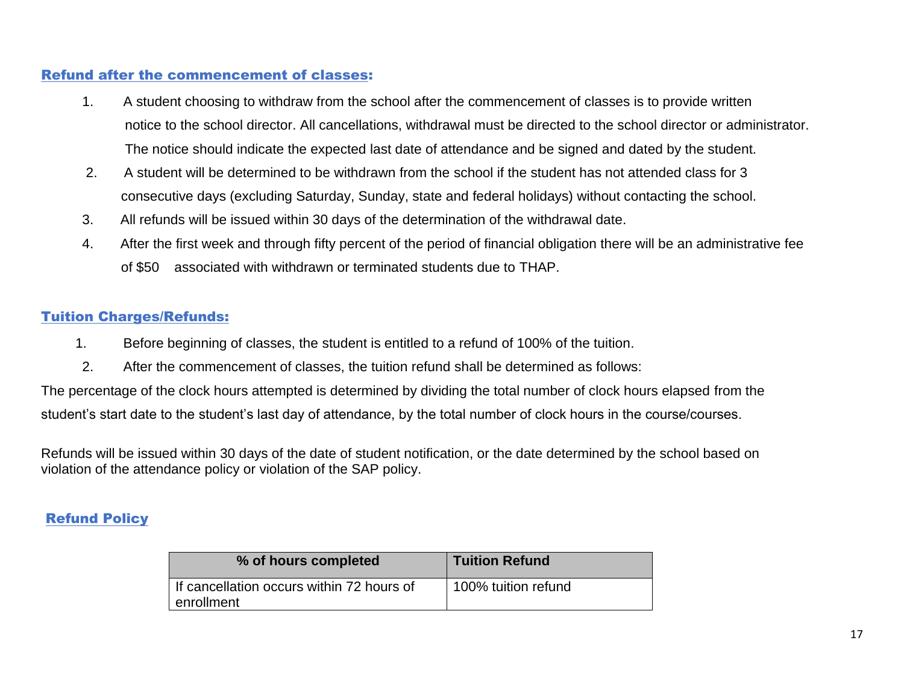## Refund after the commencement of classes:

1. A student choosing to withdraw from the school after the commencement of classes is to provide written notice to the school director. All cancellations, withdrawal must be directed to the school director or administrator. The notice should indicate the expected last date of attendance and be signed and dated by the student.
2. A student will be determined to be withdrawn from the school if the student has not attended class for 3 consecutive days (excluding Saturday, Sunday, state and federal holidays) without contacting the school.
3. All refunds will be issued within 30 days of the determination of the withdrawal date.
4. After the first week and through fifty percent of the period of financial obligation there will be an administrative fee of $50 associated with withdrawn or terminated students due to THAP.

## Tuition Charges/Refunds:

1. Before beginning of classes, the student is entitled to a refund of 100% of the tuition.
2. After the commencement of classes, the tuition refund shall be determined as follows:

The percentage of the clock hours attempted is determined by dividing the total number of clock hours elapsed from the student's start date to the student's last day of attendance, by the total number of clock hours in the course/courses.

Refunds will be issued within 30 days of the date of student notification, or the date determined by the school based on violation of the attendance policy or violation of the SAP policy.

## Refund Policy

| % of hours completed | Tuition Refund |
|---|---|
| If cancellation occurs within 72 hours of enrollment | 100% tuition refund |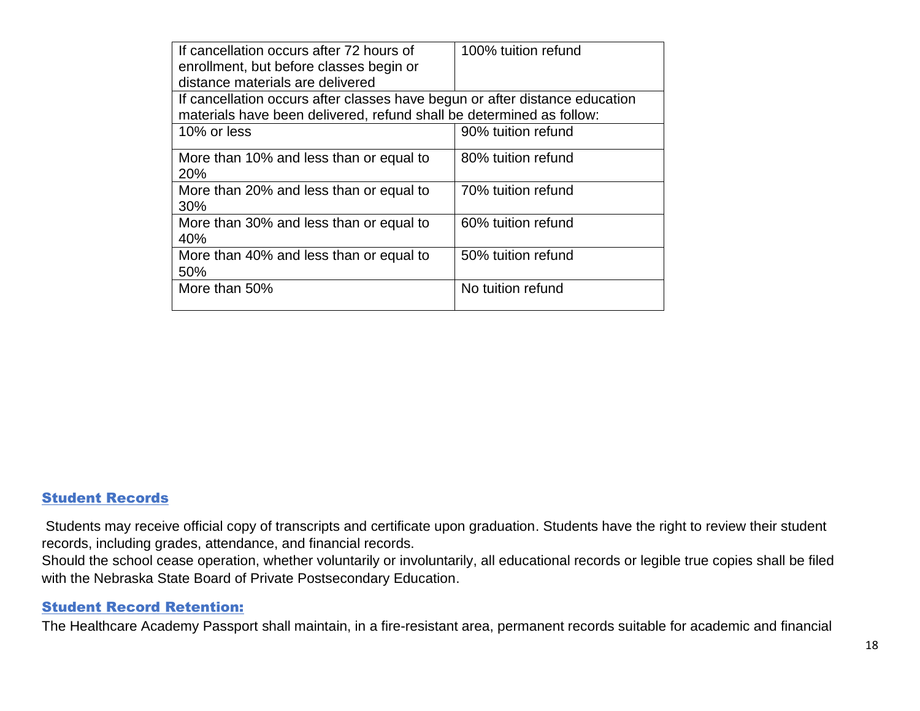| If cancellation occurs after 72 hours of enrollment, but before classes begin or distance materials are delivered | 100% tuition refund |
|---|---|
| If cancellation occurs after classes have begun or after distance education materials have been delivered, refund shall be determined as follow: | |
| 10% or less | 90% tuition refund |
| More than 10% and less than or equal to 20% | 80% tuition refund |
| More than 20% and less than or equal to 30% | 70% tuition refund |
| More than 30% and less than or equal to 40% | 60% tuition refund |
| More than 40% and less than or equal to 50% | 50% tuition refund |
| More than 50% | No tuition refund |

## Student Records

Students may receive official copy of transcripts and certificate upon graduation. Students have the right to review their student records, including grades, attendance, and financial records.
Should the school cease operation, whether voluntarily or involuntarily, all educational records or legible true copies shall be filed with the Nebraska State Board of Private Postsecondary Education.

## Student Record Retention:

The Healthcare Academy Passport shall maintain, in a fire-resistant area, permanent records suitable for academic and financial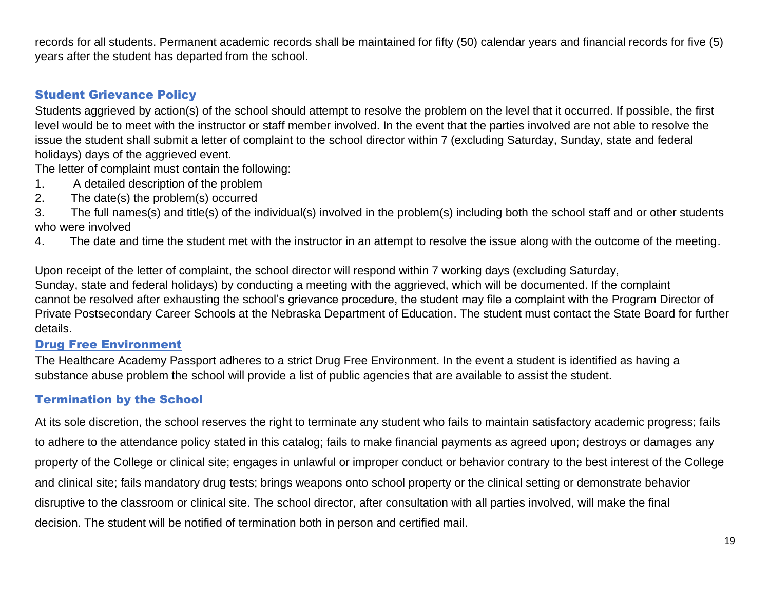records for all students. Permanent academic records shall be maintained for fifty (50) calendar years and financial records for five (5) years after the student has departed from the school.

## Student Grievance Policy

Students aggrieved by action(s) of the school should attempt to resolve the problem on the level that it occurred. If possible, the first level would be to meet with the instructor or staff member involved. In the event that the parties involved are not able to resolve the issue the student shall submit a letter of complaint to the school director within 7 (excluding Saturday, Sunday, state and federal holidays) days of the aggrieved event.

The letter of complaint must contain the following:

1. A detailed description of the problem
2. The date(s) the problem(s) occurred
3. The full names(s) and title(s) of the individual(s) involved in the problem(s) including both the school staff and or other students who were involved
4. The date and time the student met with the instructor in an attempt to resolve the issue along with the outcome of the meeting.

Upon receipt of the letter of complaint, the school director will respond within 7 working days (excluding Saturday, Sunday, state and federal holidays) by conducting a meeting with the aggrieved, which will be documented. If the complaint cannot be resolved after exhausting the school's grievance procedure, the student may file a complaint with the Program Director of Private Postsecondary Career Schools at the Nebraska Department of Education. The student must contact the State Board for further details.

## Drug Free Environment

The Healthcare Academy Passport adheres to a strict Drug Free Environment. In the event a student is identified as having a substance abuse problem the school will provide a list of public agencies that are available to assist the student.

## Termination by the School

At its sole discretion, the school reserves the right to terminate any student who fails to maintain satisfactory academic progress; fails to adhere to the attendance policy stated in this catalog; fails to make financial payments as agreed upon; destroys or damages any property of the College or clinical site; engages in unlawful or improper conduct or behavior contrary to the best interest of the College and clinical site; fails mandatory drug tests; brings weapons onto school property or the clinical setting or demonstrate behavior disruptive to the classroom or clinical site. The school director, after consultation with all parties involved, will make the final decision. The student will be notified of termination both in person and certified mail.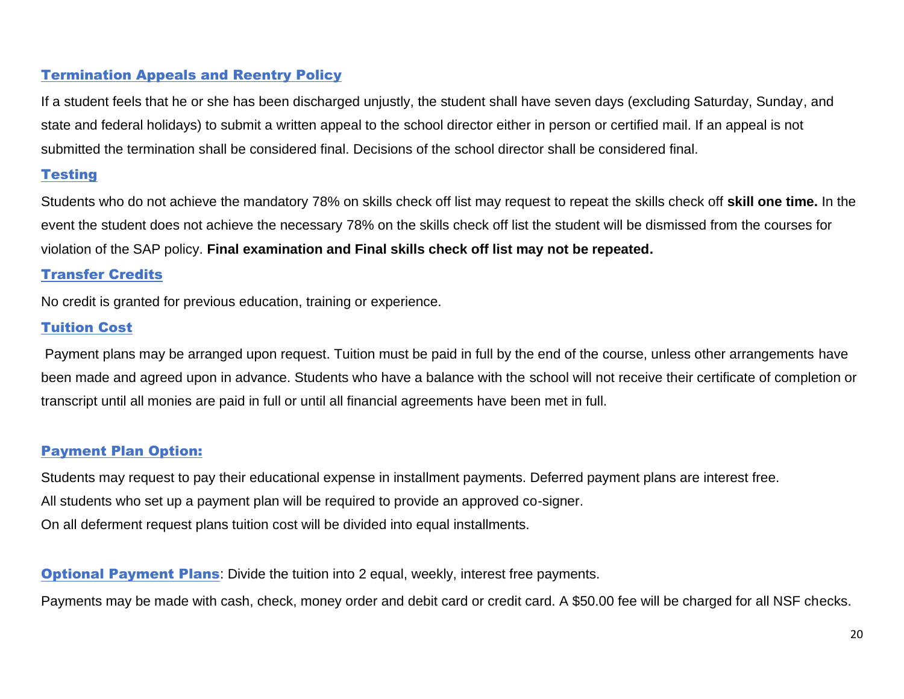## Termination Appeals and Reentry Policy

If a student feels that he or she has been discharged unjustly, the student shall have seven days (excluding Saturday, Sunday, and state and federal holidays) to submit a written appeal to the school director either in person or certified mail. If an appeal is not submitted the termination shall be considered final. Decisions of the school director shall be considered final.

## Testing

Students who do not achieve the mandatory 78% on skills check off list may request to repeat the skills check off **skill one time.** In the event the student does not achieve the necessary 78% on the skills check off list the student will be dismissed from the courses for violation of the SAP policy. **Final examination and Final skills check off list may not be repeated.**

## Transfer Credits

No credit is granted for previous education, training or experience.

## Tuition Cost

Payment plans may be arranged upon request. Tuition must be paid in full by the end of the course, unless other arrangements have been made and agreed upon in advance. Students who have a balance with the school will not receive their certificate of completion or transcript until all monies are paid in full or until all financial agreements have been met in full.

## Payment Plan Option:

Students may request to pay their educational expense in installment payments. Deferred payment plans are interest free.
All students who set up a payment plan will be required to provide an approved co-signer.
On all deferment request plans tuition cost will be divided into equal installments.

**Optional Payment Plans**: Divide the tuition into 2 equal, weekly, interest free payments.

Payments may be made with cash, check, money order and debit card or credit card. A $50.00 fee will be charged for all NSF checks.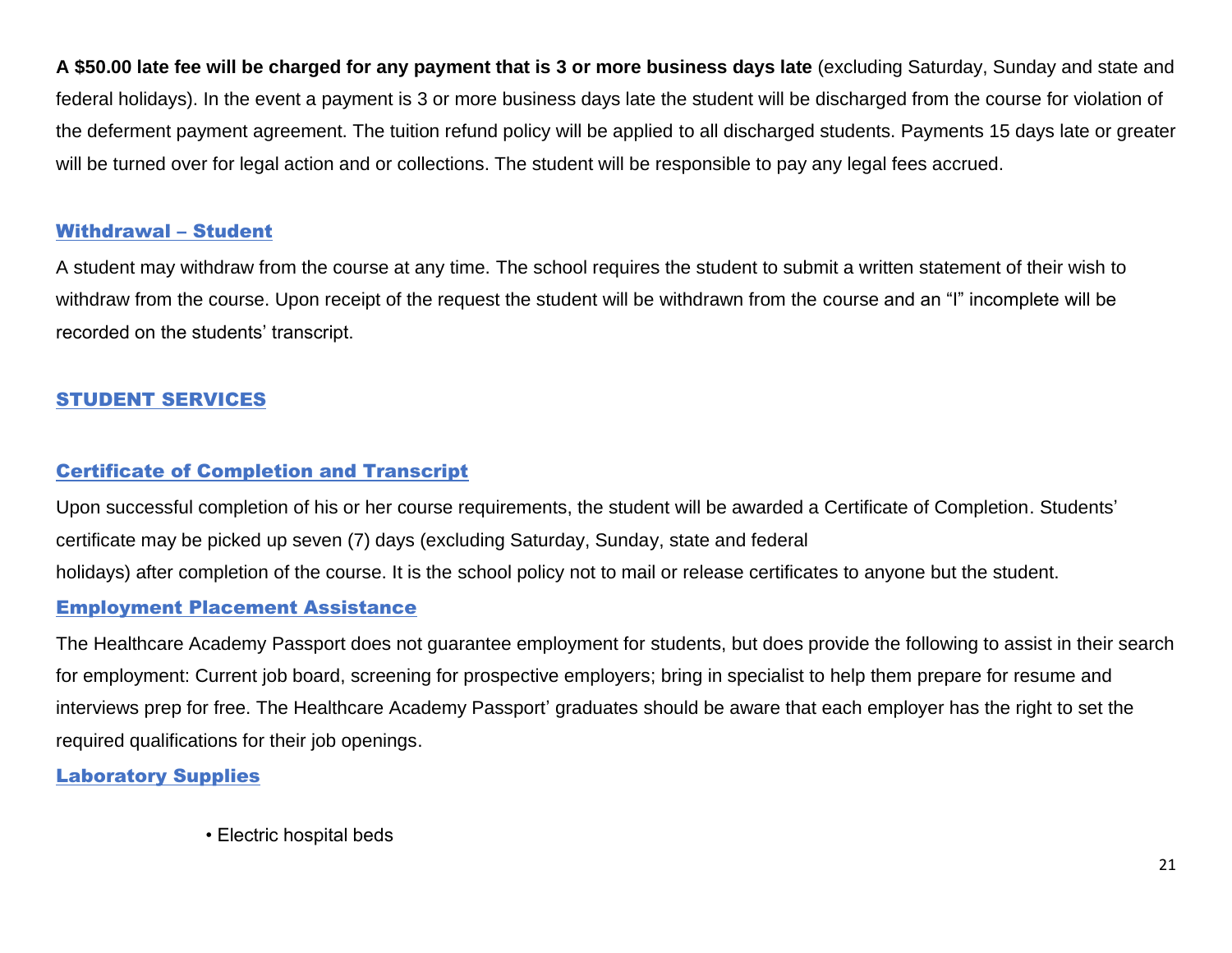**A $50.00 late fee will be charged for any payment that is 3 or more business days late** (excluding Saturday, Sunday and state and federal holidays). In the event a payment is 3 or more business days late the student will be discharged from the course for violation of the deferment payment agreement. The tuition refund policy will be applied to all discharged students. Payments 15 days late or greater will be turned over for legal action and or collections. The student will be responsible to pay any legal fees accrued.

### Withdrawal – Student

A student may withdraw from the course at any time. The school requires the student to submit a written statement of their wish to withdraw from the course. Upon receipt of the request the student will be withdrawn from the course and an "I" incomplete will be recorded on the students' transcript.

## STUDENT SERVICES

### Certificate of Completion and Transcript

Upon successful completion of his or her course requirements, the student will be awarded a Certificate of Completion. Students' certificate may be picked up seven (7) days (excluding Saturday, Sunday, state and federal holidays) after completion of the course. It is the school policy not to mail or release certificates to anyone but the student.

### Employment Placement Assistance

The Healthcare Academy Passport does not guarantee employment for students, but does provide the following to assist in their search for employment: Current job board, screening for prospective employers; bring in specialist to help them prepare for resume and interviews prep for free. The Healthcare Academy Passport' graduates should be aware that each employer has the right to set the required qualifications for their job openings.

### Laboratory Supplies

- Electric hospital beds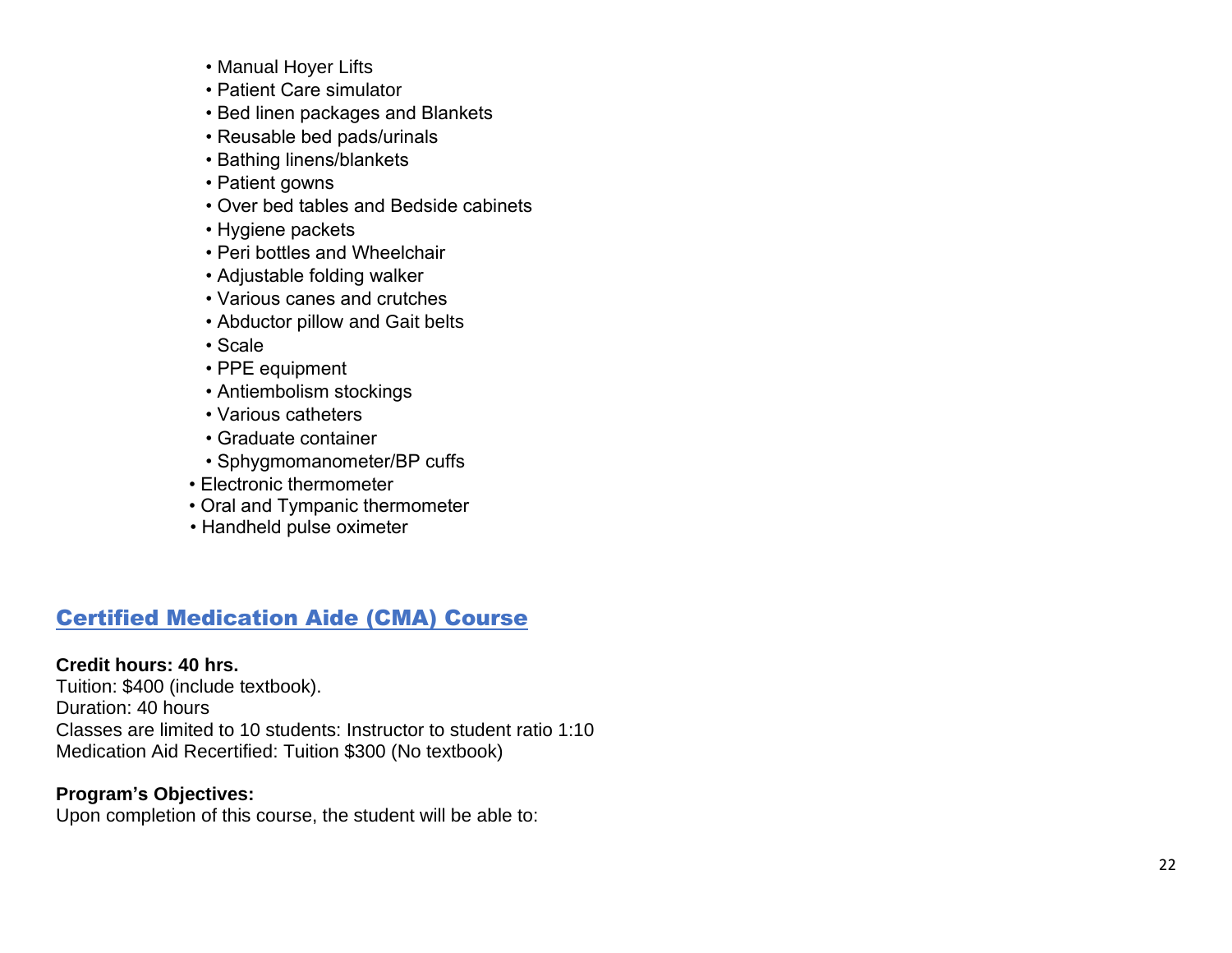- Manual Hoyer Lifts
- Patient Care simulator
- Bed linen packages and Blankets
- Reusable bed pads/urinals
- Bathing linens/blankets
- Patient gowns
- Over bed tables and Bedside cabinets
- Hygiene packets
- Peri bottles and Wheelchair
- Adjustable folding walker
- Various canes and crutches
- Abductor pillow and Gait belts
- Scale
- PPE equipment
- Antiembolism stockings
- Various catheters
- Graduate container
- Sphygmomanometer/BP cuffs
- Electronic thermometer
- Oral and Tympanic thermometer
- Handheld pulse oximeter

## Certified Medication Aide (CMA) Course

**Credit hours: 40 hrs.**
Tuition: $400 (include textbook).
Duration: 40 hours
Classes are limited to 10 students: Instructor to student ratio 1:10
Medication Aid Recertified: Tuition $300 (No textbook)

**Program's Objectives:**
Upon completion of this course, the student will be able to: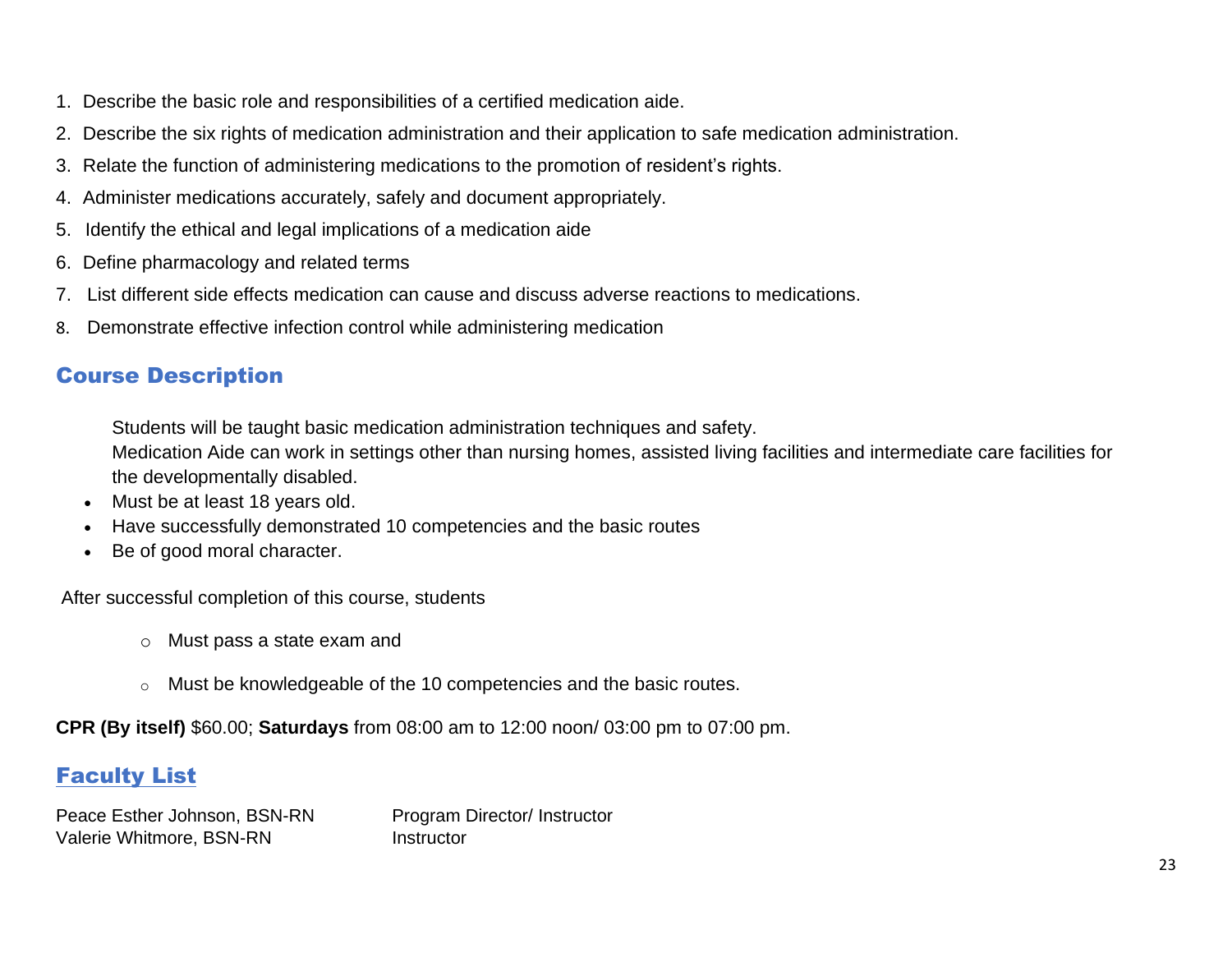1. Describe the basic role and responsibilities of a certified medication aide.
2. Describe the six rights of medication administration and their application to safe medication administration.
3. Relate the function of administering medications to the promotion of resident's rights.
4. Administer medications accurately, safely and document appropriately.
5. Identify the ethical and legal implications of a medication aide
6. Define pharmacology and related terms
7. List different side effects medication can cause and discuss adverse reactions to medications.
8. Demonstrate effective infection control while administering medication

## Course Description

Students will be taught basic medication administration techniques and safety.
Medication Aide can work in settings other than nursing homes, assisted living facilities and intermediate care facilities for the developmentally disabled.

- Must be at least 18 years old.
- Have successfully demonstrated 10 competencies and the basic routes
- Be of good moral character.

After successful completion of this course, students

- Must pass a state exam and
- Must be knowledgeable of the 10 competencies and the basic routes.

**CPR (By itself)** $60.00; **Saturdays** from 08:00 am to 12:00 noon/ 03:00 pm to 07:00 pm.

## Faculty List

| | |
|---|---|
| Peace Esther Johnson, BSN-RN | Program Director/ Instructor |
| Valerie Whitmore, BSN-RN | Instructor |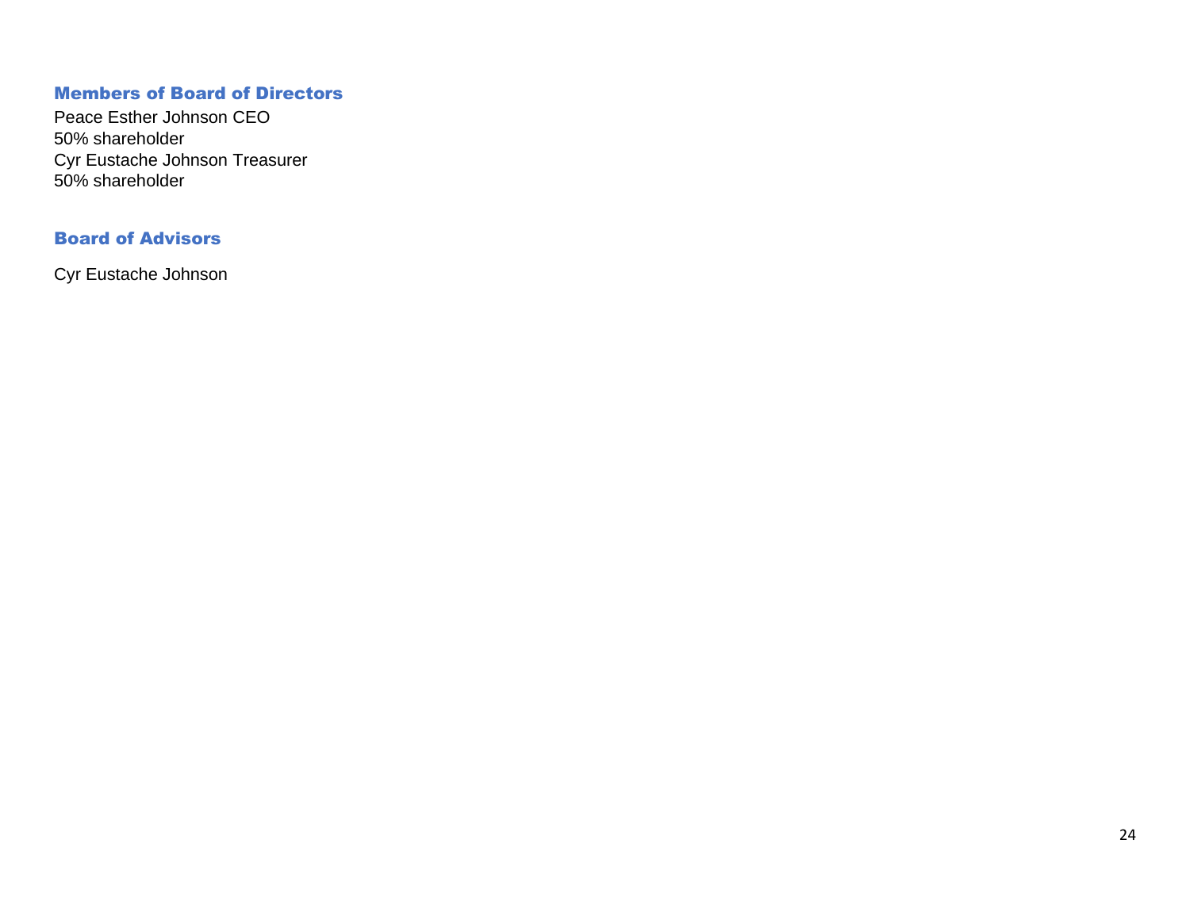## Members of Board of Directors

Peace Esther Johnson CEO
50% shareholder
Cyr Eustache Johnson Treasurer
50% shareholder

## Board of Advisors

Cyr Eustache Johnson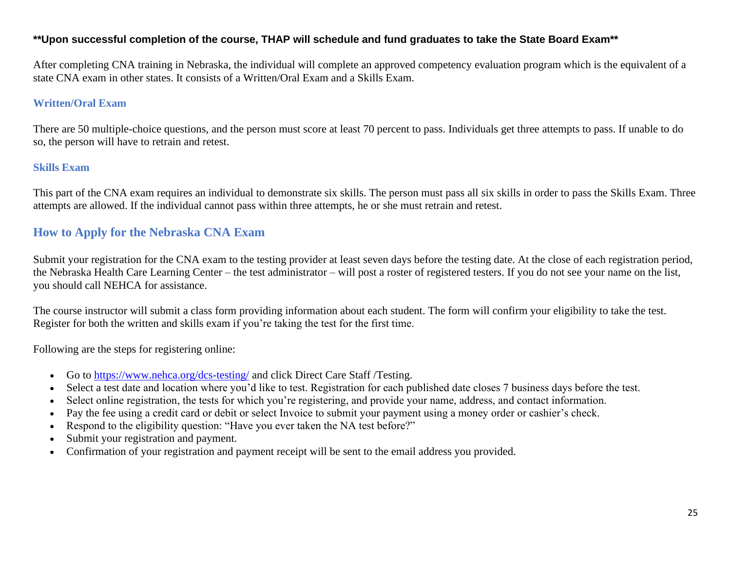**\*\*Upon successful completion of the course, THAP will schedule and fund graduates to take the State Board Exam\*\***

After completing CNA training in Nebraska, the individual will complete an approved competency evaluation program which is the equivalent of a state CNA exam in other states. It consists of a Written/Oral Exam and a Skills Exam.

### Written/Oral Exam

There are 50 multiple-choice questions, and the person must score at least 70 percent to pass. Individuals get three attempts to pass. If unable to do so, the person will have to retrain and retest.

### Skills Exam

This part of the CNA exam requires an individual to demonstrate six skills. The person must pass all six skills in order to pass the Skills Exam. Three attempts are allowed. If the individual cannot pass within three attempts, he or she must retrain and retest.

## How to Apply for the Nebraska CNA Exam

Submit your registration for the CNA exam to the testing provider at least seven days before the testing date. At the close of each registration period, the Nebraska Health Care Learning Center – the test administrator – will post a roster of registered testers. If you do not see your name on the list, you should call NEHCA for assistance.

The course instructor will submit a class form providing information about each student. The form will confirm your eligibility to take the test. Register for both the written and skills exam if you're taking the test for the first time.

Following are the steps for registering online:

- Go to [https://www.nehca.org/dcs-testing/](https://www.nehca.org/dcs-testing/) and click Direct Care Staff /Testing.
- Select a test date and location where you'd like to test. Registration for each published date closes 7 business days before the test.
- Select online registration, the tests for which you're registering, and provide your name, address, and contact information.
- Pay the fee using a credit card or debit or select Invoice to submit your payment using a money order or cashier's check.
- Respond to the eligibility question: "Have you ever taken the NA test before?"
- Submit your registration and payment.
- Confirmation of your registration and payment receipt will be sent to the email address you provided.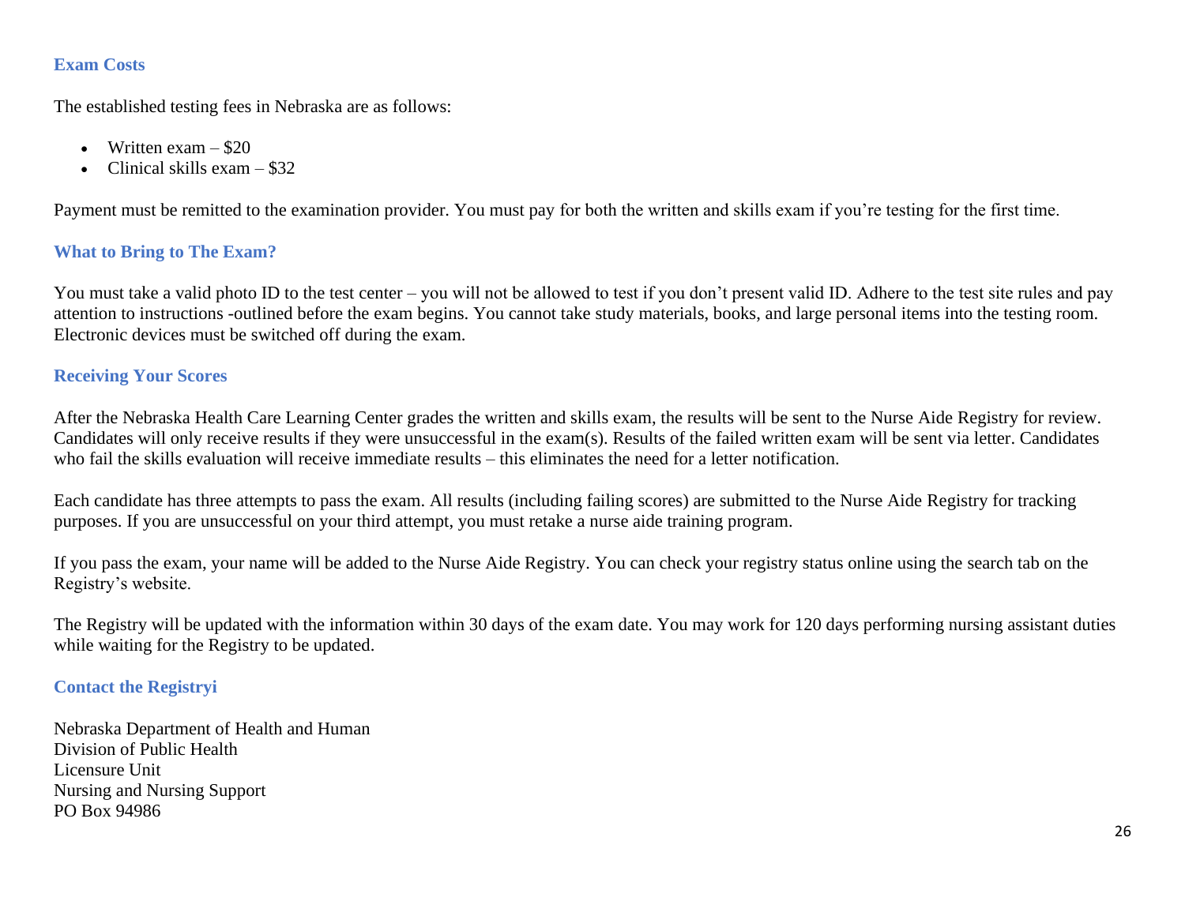### Exam Costs

The established testing fees in Nebraska are as follows:

- Written exam – $20
- Clinical skills exam – $32

Payment must be remitted to the examination provider. You must pay for both the written and skills exam if you're testing for the first time.

### What to Bring to The Exam?

You must take a valid photo ID to the test center – you will not be allowed to test if you don't present valid ID. Adhere to the test site rules and pay attention to instructions -outlined before the exam begins. You cannot take study materials, books, and large personal items into the testing room. Electronic devices must be switched off during the exam.

### Receiving Your Scores

After the Nebraska Health Care Learning Center grades the written and skills exam, the results will be sent to the Nurse Aide Registry for review. Candidates will only receive results if they were unsuccessful in the exam(s). Results of the failed written exam will be sent via letter. Candidates who fail the skills evaluation will receive immediate results – this eliminates the need for a letter notification.

Each candidate has three attempts to pass the exam. All results (including failing scores) are submitted to the Nurse Aide Registry for tracking purposes. If you are unsuccessful on your third attempt, you must retake a nurse aide training program.

If you pass the exam, your name will be added to the Nurse Aide Registry. You can check your registry status online using the search tab on the Registry's website.

The Registry will be updated with the information within 30 days of the exam date. You may work for 120 days performing nursing assistant duties while waiting for the Registry to be updated.

### Contact the Registryi

Nebraska Department of Health and Human
Division of Public Health
Licensure Unit
Nursing and Nursing Support
PO Box 94986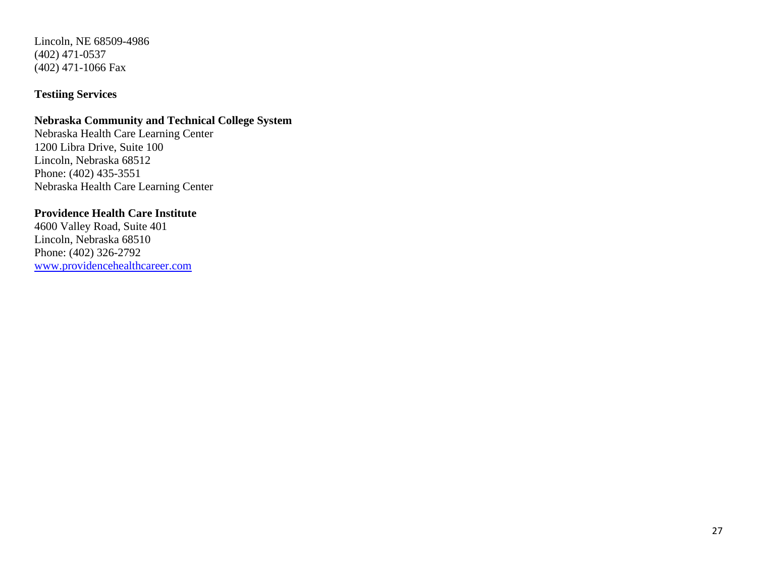Lincoln, NE 68509-4986
(402) 471-0537
(402) 471-1066 Fax

**Testiing Services**

**Nebraska Community and Technical College System**
Nebraska Health Care Learning Center
1200 Libra Drive, Suite 100
Lincoln, Nebraska 68512
Phone: (402) 435-3551
Nebraska Health Care Learning Center

**Providence Health Care Institute**
4600 Valley Road, Suite 401
Lincoln, Nebraska 68510
Phone: (402) 326-2792
www.providencehealthcareer.com